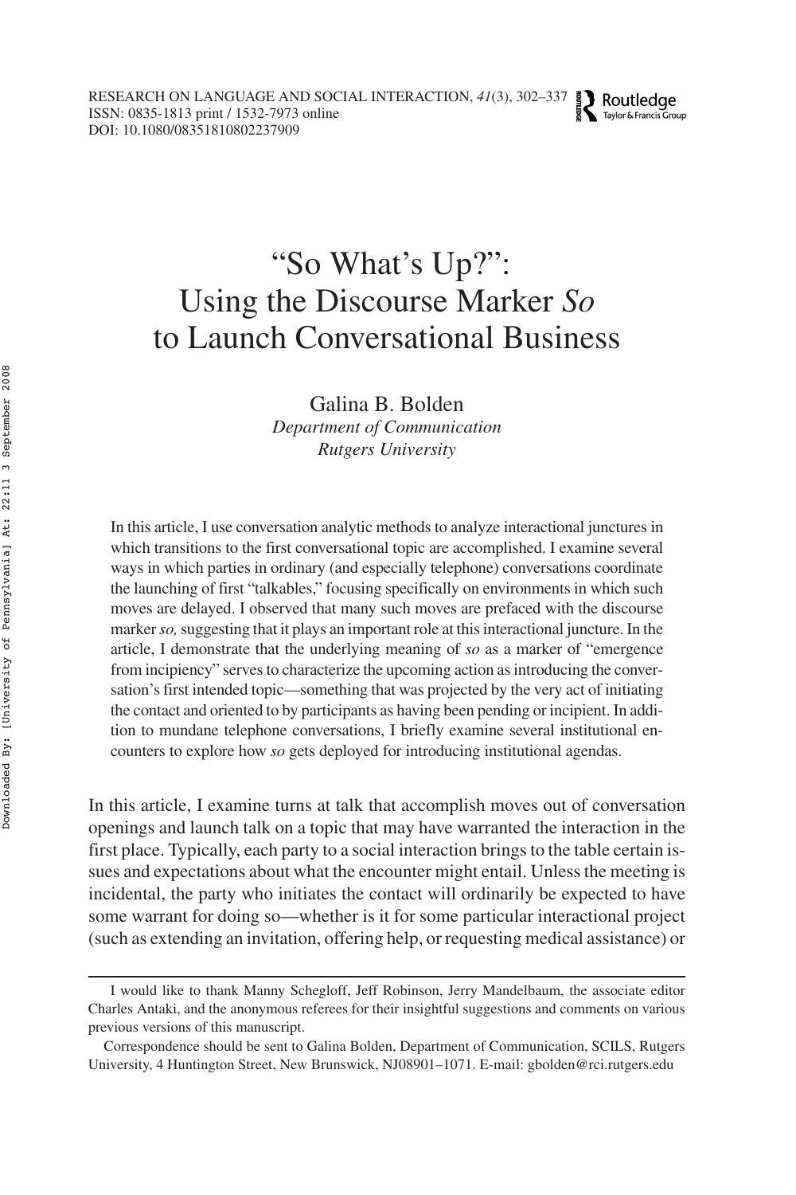# "So What's Up?": Using the Discourse Marker *So* to Launch Conversational Business

Galina B. Bolden
*Department of Communication*
*Rutgers University*

In this article, I use conversation analytic methods to analyze interactional junctures in which transitions to the first conversational topic are accomplished. I examine several ways in which parties in ordinary (and especially telephone) conversations coordinate the launching of first "talkables," focusing specifically on environments in which such moves are delayed. I observed that many such moves are prefaced with the discourse marker *so,* suggesting that it plays an important role at this interactional juncture. In the article, I demonstrate that the underlying meaning of *so* as a marker of "emergence from incipiency" serves to characterize the upcoming action as introducing the conversation's first intended topic—something that was projected by the very act of initiating the contact and oriented to by participants as having been pending or incipient. In addition to mundane telephone conversations, I briefly examine several institutional encounters to explore how *so* gets deployed for introducing institutional agendas.

In this article, I examine turns at talk that accomplish moves out of conversation openings and launch talk on a topic that may have warranted the interaction in the first place. Typically, each party to a social interaction brings to the table certain issues and expectations about what the encounter might entail. Unless the meeting is incidental, the party who initiates the contact will ordinarily be expected to have some warrant for doing so—whether is it for some particular interactional project (such as extending an invitation, offering help, or requesting medical assistance) or

---

I would like to thank Manny Schegloff, Jeff Robinson, Jerry Mandelbaum, the associate editor Charles Antaki, and the anonymous referees for their insightful suggestions and comments on various previous versions of this manuscript.

Correspondence should be sent to Galina Bolden, Department of Communication, SCILS, Rutgers University, 4 Huntington Street, New Brunswick, NJ08901–1071. E-mail: gbolden@rci.rutgers.edu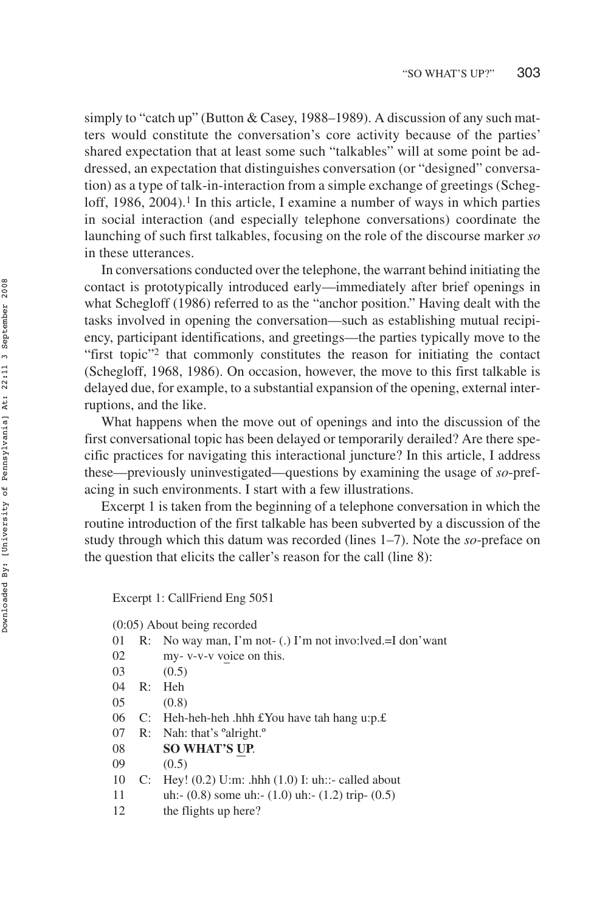simply to "catch up" (Button & Casey, 1988–1989). A discussion of any such matters would constitute the conversation's core activity because of the parties' shared expectation that at least some such "talkables" will at some point be addressed, an expectation that distinguishes conversation (or "designed" conversation) as a type of talk-in-interaction from a simple exchange of greetings (Schegloff, 1986, 2004).[1] In this article, I examine a number of ways in which parties in social interaction (and especially telephone conversations) coordinate the launching of such first talkables, focusing on the role of the discourse marker *so* in these utterances.

In conversations conducted over the telephone, the warrant behind initiating the contact is prototypically introduced early—immediately after brief openings in what Schegloff (1986) referred to as the "anchor position." Having dealt with the tasks involved in opening the conversation—such as establishing mutual recipiency, participant identifications, and greetings—the parties typically move to the "first topic"[2] that commonly constitutes the reason for initiating the contact (Schegloff, 1968, 1986). On occasion, however, the move to this first talkable is delayed due, for example, to a substantial expansion of the opening, external interruptions, and the like.

What happens when the move out of openings and into the discussion of the first conversational topic has been delayed or temporarily derailed? Are there specific practices for navigating this interactional juncture? In this article, I address these—previously uninvestigated—questions by examining the usage of *so*-prefacing in such environments. I start with a few illustrations.

Excerpt 1 is taken from the beginning of a telephone conversation in which the routine introduction of the first talkable has been subverted by a discussion of the study through which this datum was recorded (lines 1–7). Note the *so*-preface on the question that elicits the caller's reason for the call (line 8):

Excerpt 1: CallFriend Eng 5051

```
(0:05) About being recorded
01   R:  No way man, I'm not- (.) I'm not invo:lved.=I don'want
02       my- v-v-v voice on this.
03       (0.5)
04   R:  Heh
05       (0.8)
06   C:  Heh-heh-heh .hhh £You have tah hang u:p.£
07   R:  Nah: that's °alright.°
08       SO WHAT'S UP.
09       (0.5)
10   C:  Hey! (0.2) U:m: .hhh (1.0) I: uh::- called about
11       uh:- (0.8) some uh:- (1.0) uh:- (1.2) trip- (0.5)
12       the flights up here?
```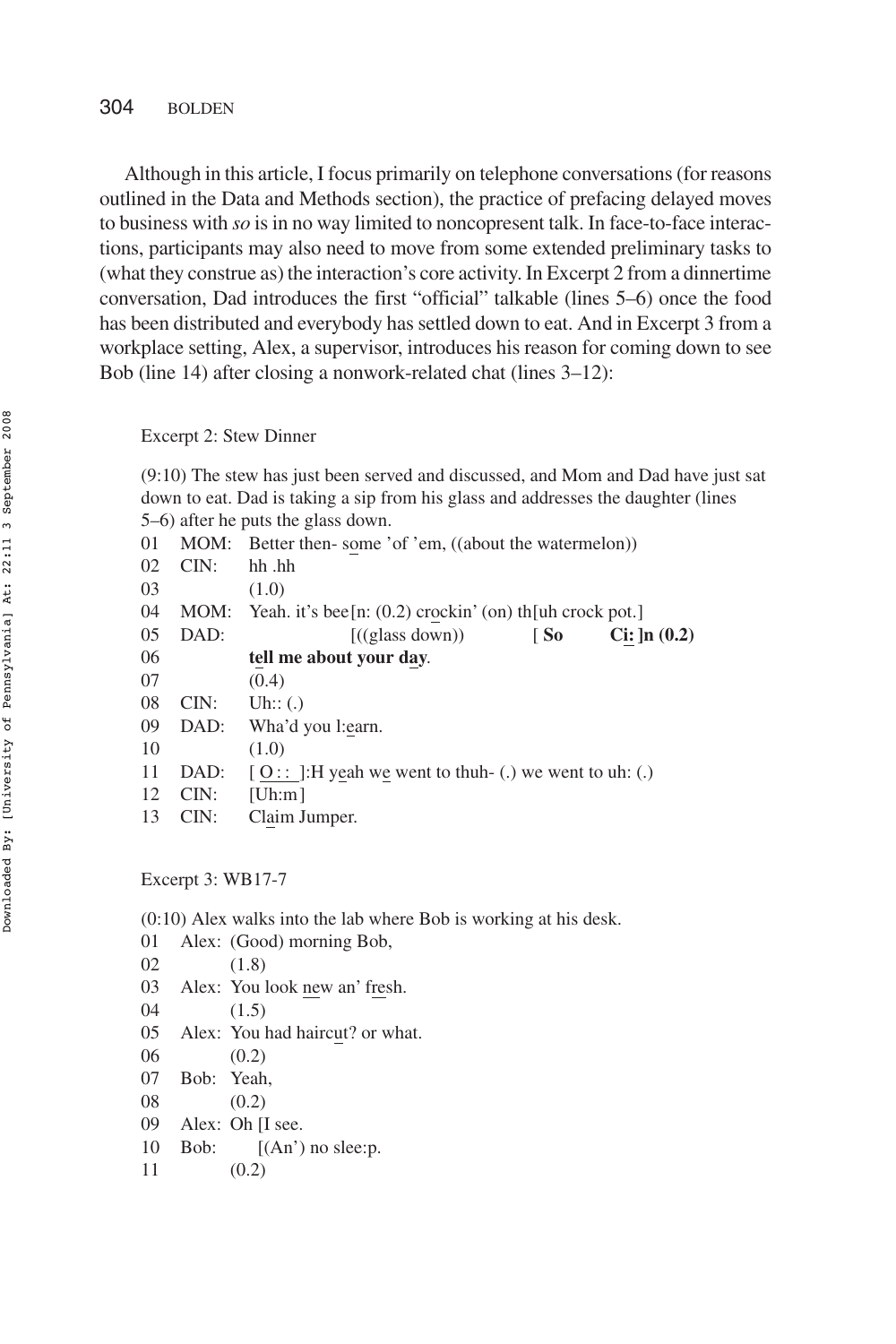Although in this article, I focus primarily on telephone conversations (for reasons outlined in the Data and Methods section), the practice of prefacing delayed moves to business with *so* is in no way limited to noncopresent talk. In face-to-face interactions, participants may also need to move from some extended preliminary tasks to (what they construe as) the interaction's core activity. In Excerpt 2 from a dinnertime conversation, Dad introduces the first "official" talkable (lines 5–6) once the food has been distributed and everybody has settled down to eat. And in Excerpt 3 from a workplace setting, Alex, a supervisor, introduces his reason for coming down to see Bob (line 14) after closing a nonwork-related chat (lines 3–12):

Excerpt 2: Stew Dinner

(9:10) The stew has just been served and discussed, and Mom and Dad have just sat down to eat. Dad is taking a sip from his glass and addresses the daughter (lines 5–6) after he puts the glass down.

```
01  MOM:  Better then- some 'of 'em, ((about the watermelon))
02  CIN:  hh .hh
03        (1.0)
04  MOM:  Yeah. it's bee[n: (0.2) crockin' (on) th[uh crock pot.]
05  DAD:                [((glass down))          [ So    Ci: ]n (0.2)
06        tell me about your day.
07        (0.4)
08  CIN:  Uh:: (.)
09  DAD:  Wha'd you l:earn.
10        (1.0)
11  DAD:  [ O:: ]:H yeah we went to thuh- (.) we went to uh: (.)
12  CIN:  [Uh:m]
13  CIN:  Claim Jumper.
```

Excerpt 3: WB17-7

(0:10) Alex walks into the lab where Bob is working at his desk.

```
01  Alex: (Good) morning Bob,
02        (1.8)
03  Alex: You look new an' fresh.
04        (1.5)
05  Alex: You had haircut? or what.
06        (0.2)
07  Bob:  Yeah,
08        (0.2)
09  Alex: Oh [I see.
10  Bob:     [(An') no slee:p.
11        (0.2)
```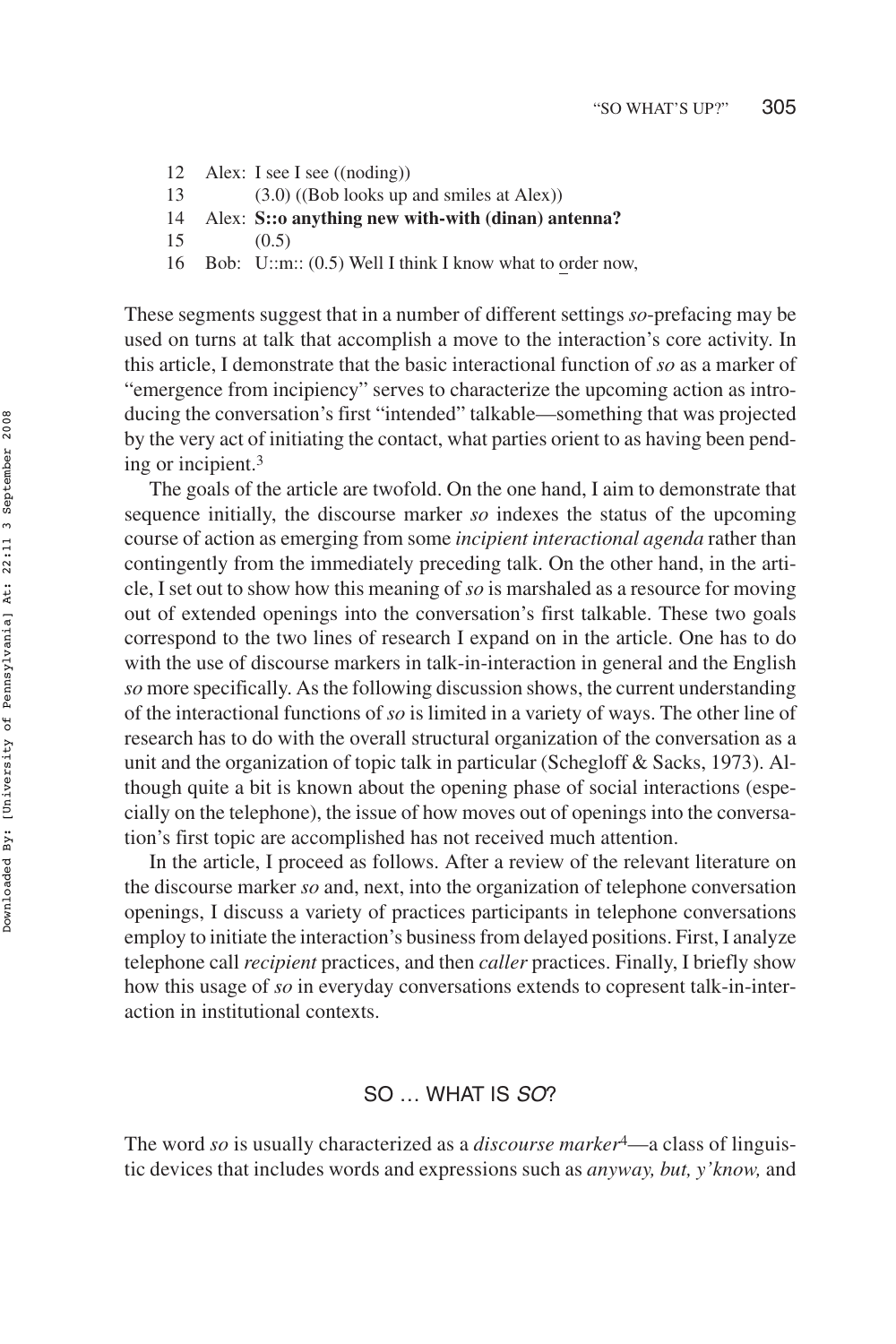```
12   Alex: I see I see ((noding))
13         (3.0) ((Bob looks up and smiles at Alex))
14   Alex: S::o anything new with-with (dinan) antenna?
15         (0.5)
16   Bob:  U::m:: (0.5) Well I think I know what to order now,
```

These segments suggest that in a number of different settings *so*-prefacing may be used on turns at talk that accomplish a move to the interaction's core activity. In this article, I demonstrate that the basic interactional function of *so* as a marker of "emergence from incipiency" serves to characterize the upcoming action as introducing the conversation's first "intended" talkable—something that was projected by the very act of initiating the contact, what parties orient to as having been pending or incipient.[3]

The goals of the article are twofold. On the one hand, I aim to demonstrate that sequence initially, the discourse marker *so* indexes the status of the upcoming course of action as emerging from some *incipient interactional agenda* rather than contingently from the immediately preceding talk. On the other hand, in the article, I set out to show how this meaning of *so* is marshaled as a resource for moving out of extended openings into the conversation's first talkable. These two goals correspond to the two lines of research I expand on in the article. One has to do with the use of discourse markers in talk-in-interaction in general and the English *so* more specifically. As the following discussion shows, the current understanding of the interactional functions of *so* is limited in a variety of ways. The other line of research has to do with the overall structural organization of the conversation as a unit and the organization of topic talk in particular (Schegloff & Sacks, 1973). Although quite a bit is known about the opening phase of social interactions (especially on the telephone), the issue of how moves out of openings into the conversation's first topic are accomplished has not received much attention.

In the article, I proceed as follows. After a review of the relevant literature on the discourse marker *so* and, next, into the organization of telephone conversation openings, I discuss a variety of practices participants in telephone conversations employ to initiate the interaction's business from delayed positions. First, I analyze telephone call *recipient* practices, and then *caller* practices. Finally, I briefly show how this usage of *so* in everyday conversations extends to copresent talk-in-interaction in institutional contexts.

## SO … WHAT IS *SO*?

The word *so* is usually characterized as a *discourse marker*[4]—a class of linguistic devices that includes words and expressions such as *anyway, but, y'know,* and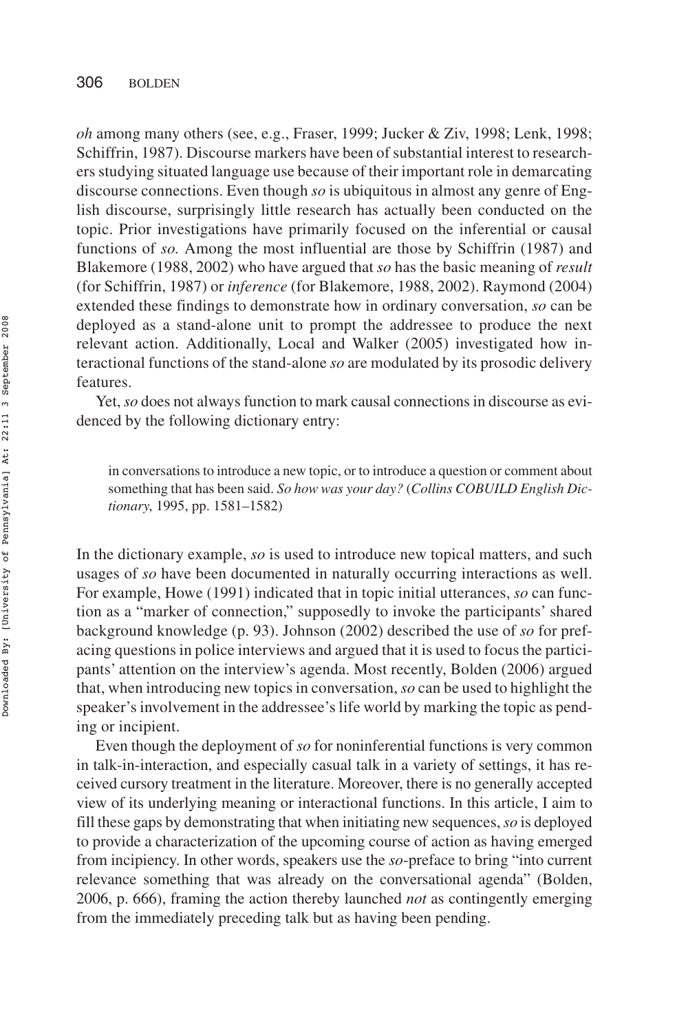*oh* among many others (see, e.g., Fraser, 1999; Jucker & Ziv, 1998; Lenk, 1998; Schiffrin, 1987). Discourse markers have been of substantial interest to researchers studying situated language use because of their important role in demarcating discourse connections. Even though *so* is ubiquitous in almost any genre of English discourse, surprisingly little research has actually been conducted on the topic. Prior investigations have primarily focused on the inferential or causal functions of *so.* Among the most influential are those by Schiffrin (1987) and Blakemore (1988, 2002) who have argued that *so* has the basic meaning of *result* (for Schiffrin, 1987) or *inference* (for Blakemore, 1988, 2002). Raymond (2004) extended these findings to demonstrate how in ordinary conversation, *so* can be deployed as a stand-alone unit to prompt the addressee to produce the next relevant action. Additionally, Local and Walker (2005) investigated how interactional functions of the stand-alone *so* are modulated by its prosodic delivery features.

Yet, *so* does not always function to mark causal connections in discourse as evidenced by the following dictionary entry:

> in conversations to introduce a new topic, or to introduce a question or comment about something that has been said. *So how was your day?* (*Collins COBUILD English Dictionary*, 1995, pp. 1581–1582)

In the dictionary example, *so* is used to introduce new topical matters, and such usages of *so* have been documented in naturally occurring interactions as well. For example, Howe (1991) indicated that in topic initial utterances, *so* can function as a "marker of connection," supposedly to invoke the participants' shared background knowledge (p. 93). Johnson (2002) described the use of *so* for prefacing questions in police interviews and argued that it is used to focus the participants' attention on the interview's agenda. Most recently, Bolden (2006) argued that, when introducing new topics in conversation, *so* can be used to highlight the speaker's involvement in the addressee's life world by marking the topic as pending or incipient.

Even though the deployment of *so* for noninferential functions is very common in talk-in-interaction, and especially casual talk in a variety of settings, it has received cursory treatment in the literature. Moreover, there is no generally accepted view of its underlying meaning or interactional functions. In this article, I aim to fill these gaps by demonstrating that when initiating new sequences, *so* is deployed to provide a characterization of the upcoming course of action as having emerged from incipiency. In other words, speakers use the *so*-preface to bring "into current relevance something that was already on the conversational agenda" (Bolden, 2006, p. 666), framing the action thereby launched *not* as contingently emerging from the immediately preceding talk but as having been pending.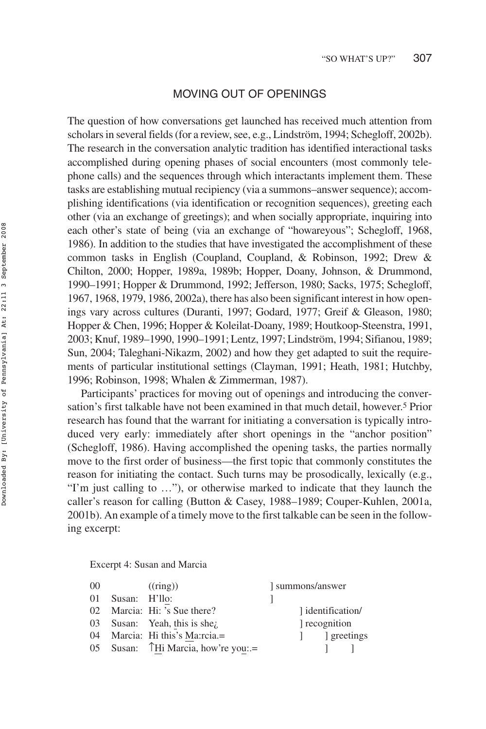## MOVING OUT OF OPENINGS

The question of how conversations get launched has received much attention from scholars in several fields (for a review, see, e.g., Lindström, 1994; Schegloff, 2002b). The research in the conversation analytic tradition has identified interactional tasks accomplished during opening phases of social encounters (most commonly telephone calls) and the sequences through which interactants implement them. These tasks are establishing mutual recipiency (via a summons–answer sequence); accomplishing identifications (via identification or recognition sequences), greeting each other (via an exchange of greetings); and when socially appropriate, inquiring into each other's state of being (via an exchange of "howareyous"; Schegloff, 1968, 1986). In addition to the studies that have investigated the accomplishment of these common tasks in English (Coupland, Coupland, & Robinson, 1992; Drew & Chilton, 2000; Hopper, 1989a, 1989b; Hopper, Doany, Johnson, & Drummond, 1990–1991; Hopper & Drummond, 1992; Jefferson, 1980; Sacks, 1975; Schegloff, 1967, 1968, 1979, 1986, 2002a), there has also been significant interest in how openings vary across cultures (Duranti, 1997; Godard, 1977; Greif & Gleason, 1980; Hopper & Chen, 1996; Hopper & Koleilat-Doany, 1989; Houtkoop-Steenstra, 1991, 2003; Knuf, 1989–1990, 1990–1991; Lentz, 1997; Lindström, 1994; Sifianou, 1989; Sun, 2004; Taleghani-Nikazm, 2002) and how they get adapted to suit the requirements of particular institutional settings (Clayman, 1991; Heath, 1981; Hutchby, 1996; Robinson, 1998; Whalen & Zimmerman, 1987).

Participants' practices for moving out of openings and introducing the conversation's first talkable have not been examined in that much detail, however.[5] Prior research has found that the warrant for initiating a conversation is typically introduced very early: immediately after short openings in the "anchor position" (Schegloff, 1986). Having accomplished the opening tasks, the parties normally move to the first order of business—the first topic that commonly constitutes the reason for initiating the contact. Such turns may be prosodically, lexically (e.g., "I'm just calling to …"), or otherwise marked to indicate that they launch the caller's reason for calling (Button & Casey, 1988–1989; Couper-Kuhlen, 2001a, 2001b). An example of a timely move to the first talkable can be seen in the following excerpt:

Excerpt 4: Susan and Marcia

```
00              ((ring))                          ] summons/answer
01   Susan:   H'llo:                              ]
02   Marcia:  Hi: 's Sue there?                        ] identification/
03   Susan:   Yeah, this is she¿                       ] recognition
04   Marcia:  Hi this's Ma:rcia.=                      ]     ] greetings
05   Susan:   ↑Hi Marcia, how're you:.=                      ]     ]
```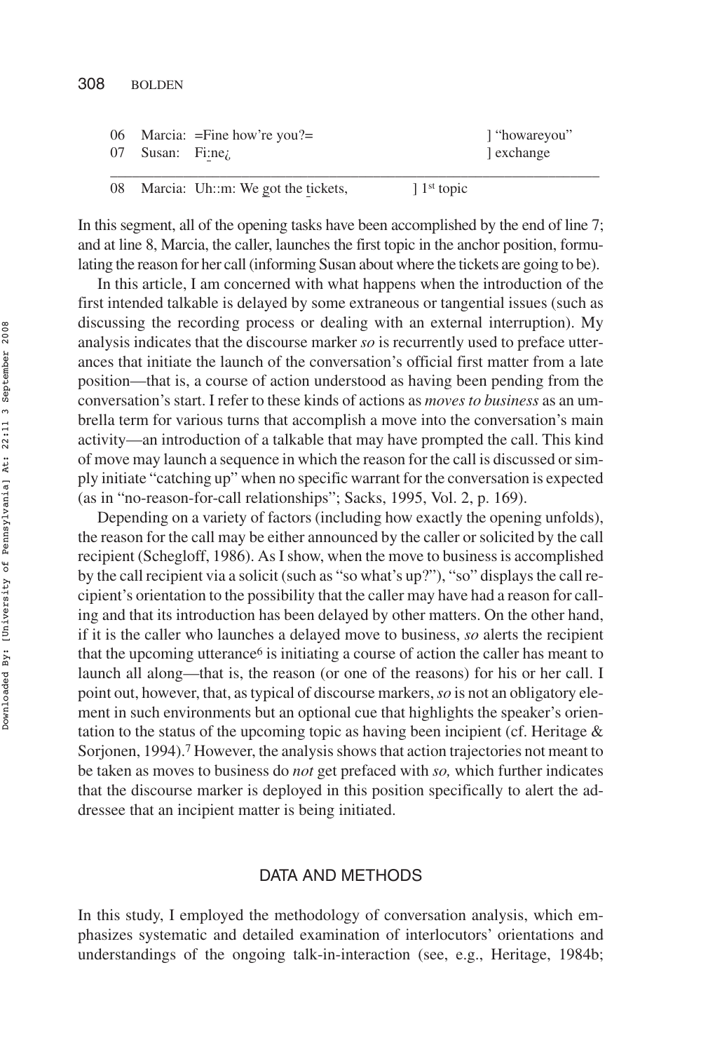```
06   Marcia:  =Fine how're you?=                          ] "howareyou"
07   Susan:   Fi:ne¿                                      ] exchange
_____________________________________________________________________
08   Marcia:  Uh::m: We got the tickets,        ] 1st topic
```

In this segment, all of the opening tasks have been accomplished by the end of line 7; and at line 8, Marcia, the caller, launches the first topic in the anchor position, formulating the reason for her call (informing Susan about where the tickets are going to be).

In this article, I am concerned with what happens when the introduction of the first intended talkable is delayed by some extraneous or tangential issues (such as discussing the recording process or dealing with an external interruption). My analysis indicates that the discourse marker *so* is recurrently used to preface utterances that initiate the launch of the conversation's official first matter from a late position—that is, a course of action understood as having been pending from the conversation's start. I refer to these kinds of actions as *moves to business* as an umbrella term for various turns that accomplish a move into the conversation's main activity—an introduction of a talkable that may have prompted the call. This kind of move may launch a sequence in which the reason for the call is discussed or simply initiate "catching up" when no specific warrant for the conversation is expected (as in "no-reason-for-call relationships"; Sacks, 1995, Vol. 2, p. 169).

Depending on a variety of factors (including how exactly the opening unfolds), the reason for the call may be either announced by the caller or solicited by the call recipient (Schegloff, 1986). As I show, when the move to business is accomplished by the call recipient via a solicit (such as "so what's up?"), "so" displays the call recipient's orientation to the possibility that the caller may have had a reason for calling and that its introduction has been delayed by other matters. On the other hand, if it is the caller who launches a delayed move to business, *so* alerts the recipient that the upcoming utterance[6] is initiating a course of action the caller has meant to launch all along—that is, the reason (or one of the reasons) for his or her call. I point out, however, that, as typical of discourse markers, *so* is not an obligatory element in such environments but an optional cue that highlights the speaker's orientation to the status of the upcoming topic as having been incipient (cf. Heritage & Sorjonen, 1994).[7] However, the analysis shows that action trajectories not meant to be taken as moves to business do *not* get prefaced with *so,* which further indicates that the discourse marker is deployed in this position specifically to alert the addressee that an incipient matter is being initiated.

## DATA AND METHODS

In this study, I employed the methodology of conversation analysis, which emphasizes systematic and detailed examination of interlocutors' orientations and understandings of the ongoing talk-in-interaction (see, e.g., Heritage, 1984b;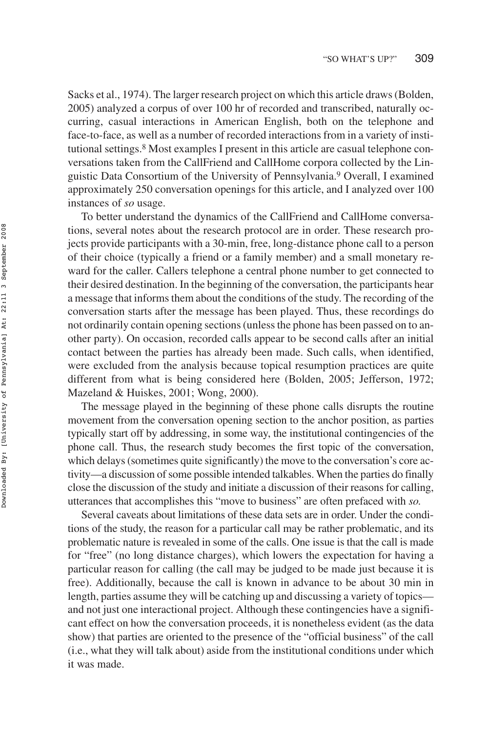Sacks et al., 1974). The larger research project on which this article draws (Bolden, 2005) analyzed a corpus of over 100 hr of recorded and transcribed, naturally occurring, casual interactions in American English, both on the telephone and face-to-face, as well as a number of recorded interactions from in a variety of institutional settings.[8] Most examples I present in this article are casual telephone conversations taken from the CallFriend and CallHome corpora collected by the Linguistic Data Consortium of the University of Pennsylvania.[9] Overall, I examined approximately 250 conversation openings for this article, and I analyzed over 100 instances of *so* usage.

To better understand the dynamics of the CallFriend and CallHome conversations, several notes about the research protocol are in order. These research projects provide participants with a 30-min, free, long-distance phone call to a person of their choice (typically a friend or a family member) and a small monetary reward for the caller. Callers telephone a central phone number to get connected to their desired destination. In the beginning of the conversation, the participants hear a message that informs them about the conditions of the study. The recording of the conversation starts after the message has been played. Thus, these recordings do not ordinarily contain opening sections (unless the phone has been passed on to another party). On occasion, recorded calls appear to be second calls after an initial contact between the parties has already been made. Such calls, when identified, were excluded from the analysis because topical resumption practices are quite different from what is being considered here (Bolden, 2005; Jefferson, 1972; Mazeland & Huiskes, 2001; Wong, 2000).

The message played in the beginning of these phone calls disrupts the routine movement from the conversation opening section to the anchor position, as parties typically start off by addressing, in some way, the institutional contingencies of the phone call. Thus, the research study becomes the first topic of the conversation, which delays (sometimes quite significantly) the move to the conversation's core activity—a discussion of some possible intended talkables. When the parties do finally close the discussion of the study and initiate a discussion of their reasons for calling, utterances that accomplishes this "move to business" are often prefaced with *so*.

Several caveats about limitations of these data sets are in order. Under the conditions of the study, the reason for a particular call may be rather problematic, and its problematic nature is revealed in some of the calls. One issue is that the call is made for "free" (no long distance charges), which lowers the expectation for having a particular reason for calling (the call may be judged to be made just because it is free). Additionally, because the call is known in advance to be about 30 min in length, parties assume they will be catching up and discussing a variety of topics—and not just one interactional project. Although these contingencies have a significant effect on how the conversation proceeds, it is nonetheless evident (as the data show) that parties are oriented to the presence of the "official business" of the call (i.e., what they will talk about) aside from the institutional conditions under which it was made.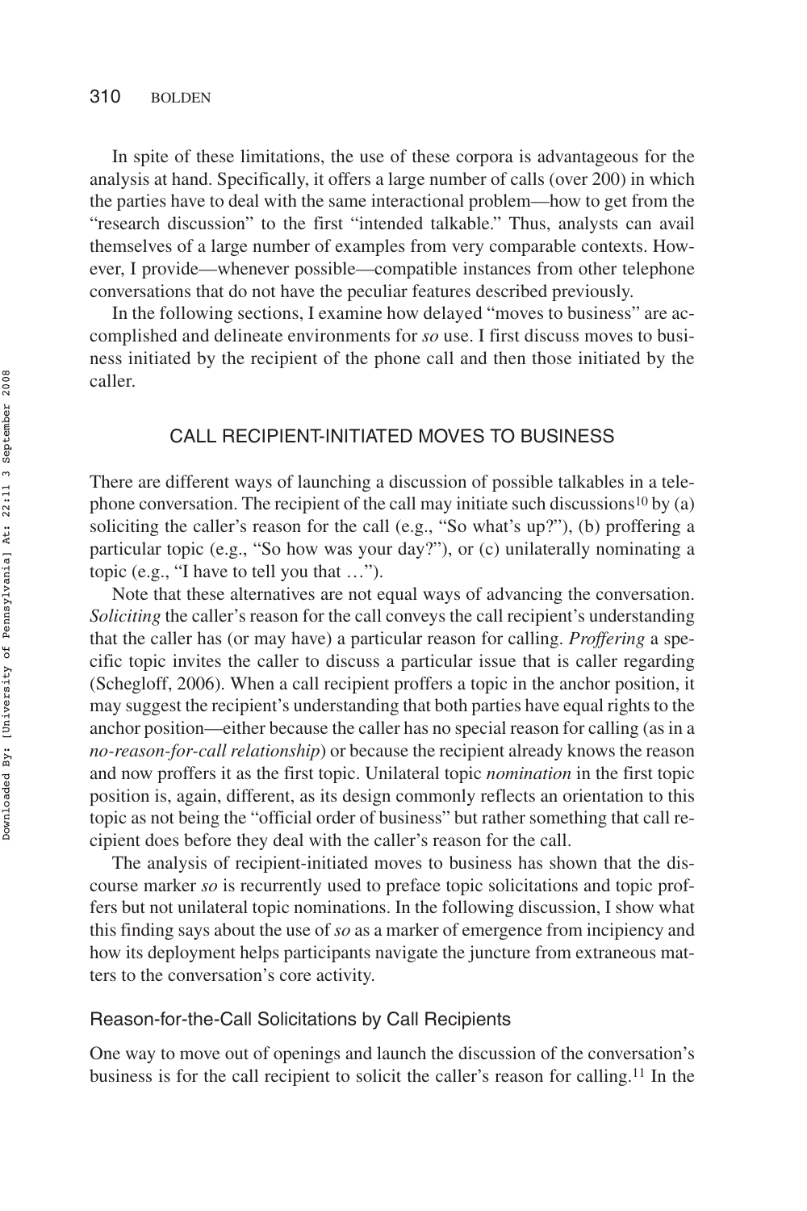In spite of these limitations, the use of these corpora is advantageous for the analysis at hand. Specifically, it offers a large number of calls (over 200) in which the parties have to deal with the same interactional problem—how to get from the "research discussion" to the first "intended talkable." Thus, analysts can avail themselves of a large number of examples from very comparable contexts. However, I provide—whenever possible—compatible instances from other telephone conversations that do not have the peculiar features described previously.

In the following sections, I examine how delayed "moves to business" are accomplished and delineate environments for *so* use. I first discuss moves to business initiated by the recipient of the phone call and then those initiated by the caller.

## CALL RECIPIENT-INITIATED MOVES TO BUSINESS

There are different ways of launching a discussion of possible talkables in a telephone conversation. The recipient of the call may initiate such discussions[10] by (a) soliciting the caller's reason for the call (e.g., "So what's up?"), (b) proffering a particular topic (e.g., "So how was your day?"), or (c) unilaterally nominating a topic (e.g., "I have to tell you that …").

Note that these alternatives are not equal ways of advancing the conversation. *Soliciting* the caller's reason for the call conveys the call recipient's understanding that the caller has (or may have) a particular reason for calling. *Proffering* a specific topic invites the caller to discuss a particular issue that is caller regarding (Schegloff, 2006). When a call recipient proffers a topic in the anchor position, it may suggest the recipient's understanding that both parties have equal rights to the anchor position—either because the caller has no special reason for calling (as in a *no-reason-for-call relationship*) or because the recipient already knows the reason and now proffers it as the first topic. Unilateral topic *nomination* in the first topic position is, again, different, as its design commonly reflects an orientation to this topic as not being the "official order of business" but rather something that call recipient does before they deal with the caller's reason for the call.

The analysis of recipient-initiated moves to business has shown that the discourse marker *so* is recurrently used to preface topic solicitations and topic proffers but not unilateral topic nominations. In the following discussion, I show what this finding says about the use of *so* as a marker of emergence from incipiency and how its deployment helps participants navigate the juncture from extraneous matters to the conversation's core activity.

### Reason-for-the-Call Solicitations by Call Recipients

One way to move out of openings and launch the discussion of the conversation's business is for the call recipient to solicit the caller's reason for calling.[11] In the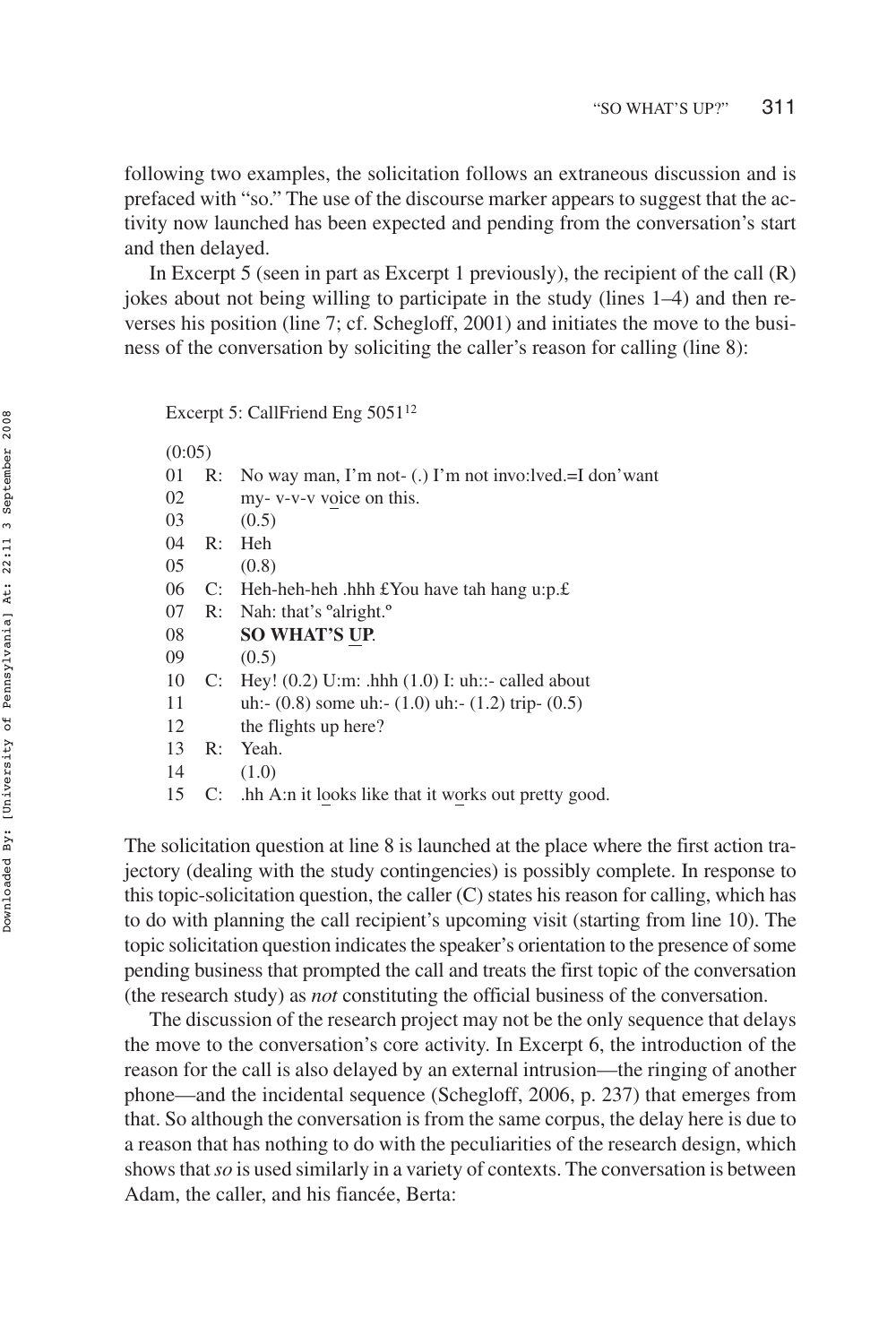following two examples, the solicitation follows an extraneous discussion and is prefaced with "so." The use of the discourse marker appears to suggest that the activity now launched has been expected and pending from the conversation's start and then delayed.

In Excerpt 5 (seen in part as Excerpt 1 previously), the recipient of the call (R) jokes about not being willing to participate in the study (lines 1–4) and then reverses his position (line 7; cf. Schegloff, 2001) and initiates the move to the business of the conversation by soliciting the caller's reason for calling (line 8):

Excerpt 5: CallFriend Eng 5051[12]

```
(0:05)
01  R:  No way man, I'm not- (.) I'm not invo:lved.=I don'want
02      my- v-v-v voice on this.
03      (0.5)
04  R:  Heh
05      (0.8)
06  C:  Heh-heh-heh .hhh £You have tah hang u:p.£
07  R:  Nah: that's °alright.°
08      SO WHAT'S UP.
09      (0.5)
10  C:  Hey! (0.2) U:m: .hhh (1.0) I: uh::- called about
11      uh:- (0.8) some uh:- (1.0) uh:- (1.2) trip- (0.5)
12      the flights up here?
13  R:  Yeah.
14      (1.0)
15  C:  .hh A:n it looks like that it works out pretty good.
```

The solicitation question at line 8 is launched at the place where the first action trajectory (dealing with the study contingencies) is possibly complete. In response to this topic-solicitation question, the caller (C) states his reason for calling, which has to do with planning the call recipient's upcoming visit (starting from line 10). The topic solicitation question indicates the speaker's orientation to the presence of some pending business that prompted the call and treats the first topic of the conversation (the research study) as *not* constituting the official business of the conversation.

The discussion of the research project may not be the only sequence that delays the move to the conversation's core activity. In Excerpt 6, the introduction of the reason for the call is also delayed by an external intrusion—the ringing of another phone—and the incidental sequence (Schegloff, 2006, p. 237) that emerges from that. So although the conversation is from the same corpus, the delay here is due to a reason that has nothing to do with the peculiarities of the research design, which shows that *so* is used similarly in a variety of contexts. The conversation is between Adam, the caller, and his fiancée, Berta: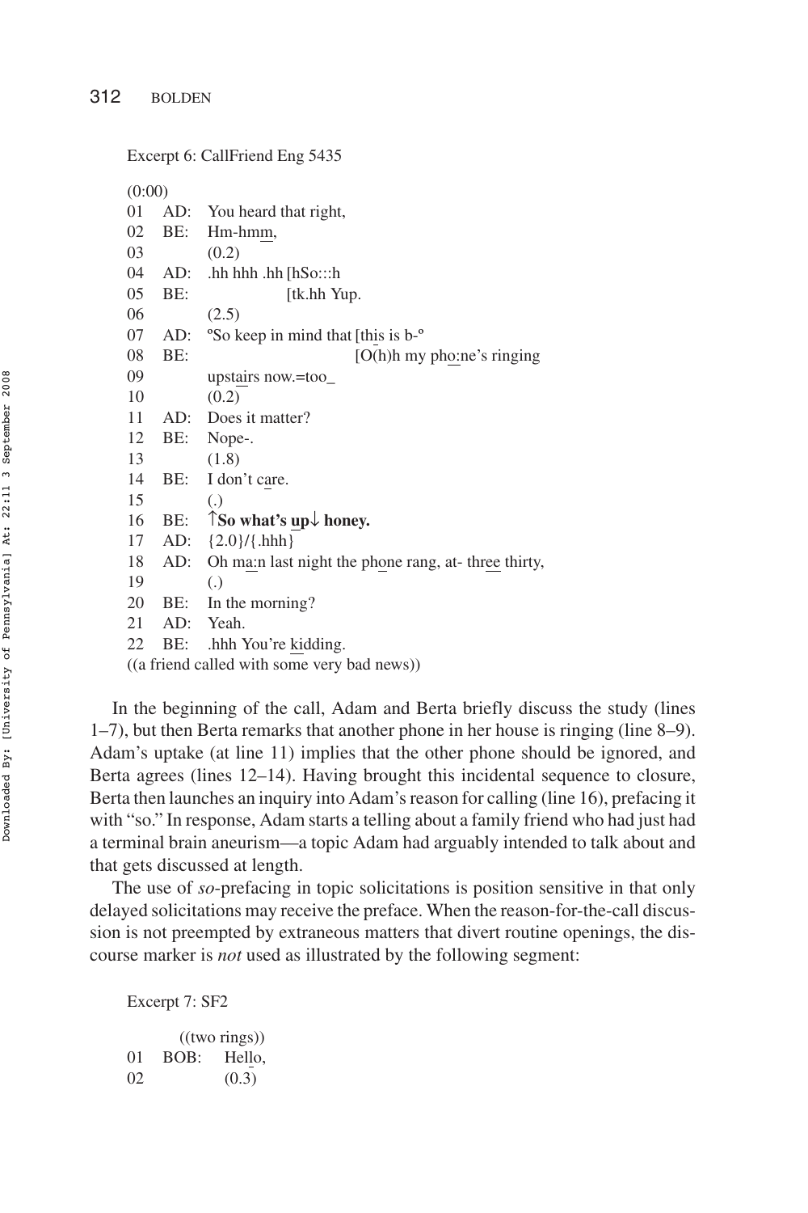Excerpt 6: CallFriend Eng 5435

```
(0:00)
01  AD:  You heard that right,
02  BE:  Hm-hmm,
03       (0.2)
04  AD:  .hh hhh .hh [hSo:::h
05  BE:              [tk.hh Yup.
06       (2.5)
07  AD:  ºSo keep in mind that [this is b-º
08  BE:                        [O(h)h my pho:ne's ringing
09       upstairs now.=too_
10       (0.2)
11  AD:  Does it matter?
12  BE:  Nope-.
13       (1.8)
14  BE:  I don't care.
15       (.)
16  BE:  ↑So what's up↓ honey.
17  AD:  {2.0}/{.hhh}
18  AD:  Oh ma:n last night the phone rang, at- three thirty,
19       (.)
20  BE:  In the morning?
21  AD:  Yeah.
22  BE:  .hhh You're kidding.
((a friend called with some very bad news))
```

In the beginning of the call, Adam and Berta briefly discuss the study (lines 1–7), but then Berta remarks that another phone in her house is ringing (line 8–9). Adam's uptake (at line 11) implies that the other phone should be ignored, and Berta agrees (lines 12–14). Having brought this incidental sequence to closure, Berta then launches an inquiry into Adam's reason for calling (line 16), prefacing it with "so." In response, Adam starts a telling about a family friend who had just had a terminal brain aneurism—a topic Adam had arguably intended to talk about and that gets discussed at length.

The use of *so*-prefacing in topic solicitations is position sensitive in that only delayed solicitations may receive the preface. When the reason-for-the-call discussion is not preempted by extraneous matters that divert routine openings, the discourse marker is *not* used as illustrated by the following segment:

Excerpt 7: SF2

```
          ((two rings))
01  BOB:  Hello,
02        (0.3)
```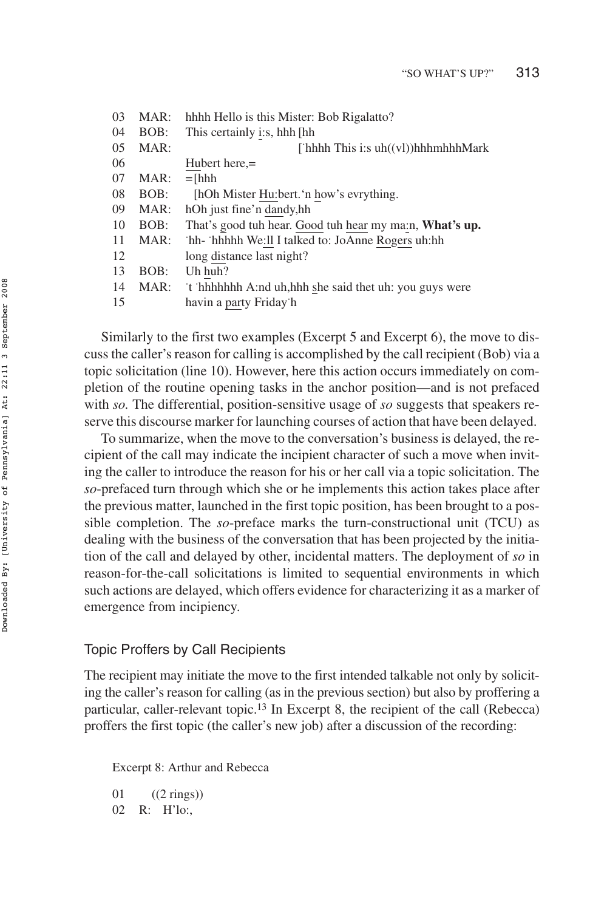```
03   MAR:   hhhh Hello is this Mister: Bob Rigalatto?
04   BOB:   This certainly i:s, hhh [hh
05   MAR:                            [˙hhhh This i:s uh((vl))hhhmhhhMark
06          Hubert here,=
07   MAR:   =[hhh
08   BOB:    [hOh Mister Hu:bert.'n how's evrything.
09   MAR:   hOh just fine'n dandy,hh
10   BOB:   That's good tuh hear. Good tuh hear my ma:n, What's up.
11   MAR:   ˙hh- ˙hhhhh We:ll I talked to: JoAnne Rogers uh:hh
12          long distance last night?
13   BOB:   Uh huh?
14   MAR:   ˙t ˙hhhhhhh A:nd uh,hhh she said thet uh: you guys were
15          havin a party Friday˙h
```

Similarly to the first two examples (Excerpt 5 and Excerpt 6), the move to discuss the caller's reason for calling is accomplished by the call recipient (Bob) via a topic solicitation (line 10). However, here this action occurs immediately on completion of the routine opening tasks in the anchor position—and is not prefaced with *so*. The differential, position-sensitive usage of *so* suggests that speakers reserve this discourse marker for launching courses of action that have been delayed.

To summarize, when the move to the conversation's business is delayed, the recipient of the call may indicate the incipient character of such a move when inviting the caller to introduce the reason for his or her call via a topic solicitation. The *so*-prefaced turn through which she or he implements this action takes place after the previous matter, launched in the first topic position, has been brought to a possible completion. The *so*-preface marks the turn-constructional unit (TCU) as dealing with the business of the conversation that has been projected by the initiation of the call and delayed by other, incidental matters. The deployment of *so* in reason-for-the-call solicitations is limited to sequential environments in which such actions are delayed, which offers evidence for characterizing it as a marker of emergence from incipiency.

## Topic Proffers by Call Recipients

The recipient may initiate the move to the first intended talkable not only by soliciting the caller's reason for calling (as in the previous section) but also by proffering a particular, caller-relevant topic.[13] In Excerpt 8, the recipient of the call (Rebecca) proffers the first topic (the caller's new job) after a discussion of the recording:

Excerpt 8: Arthur and Rebecca

```
01        ((2 rings))
02   R:   H'lo:,
```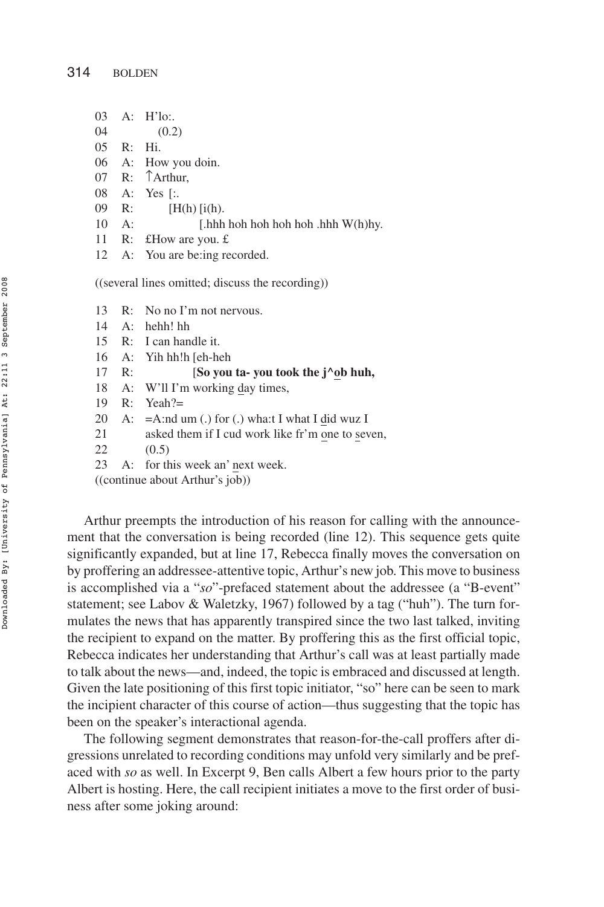```
03   A:   H'lo:.
04            (0.2)
05   R:   Hi.
06   A:   How you doin.
07   R:   ↑Arthur,
08   A:   Yes [:.
09   R:          [H(h) [i(h).
10   A:                   [.hhh hoh hoh hoh hoh .hhh W(h)hy.
11   R:   £How are you. £
12   A:   You are be:ing recorded.

((several lines omitted; discuss the recording))

13   R:   No no I'm not nervous.
14   A:   hehh! hh
15   R:   I can handle it.
16   A:   Yih hh!h [eh-heh
17   R:                [So you ta- you took the j^ob huh,
18   A:   W'll I'm working day times,
19   R:   Yeah?=
20   A:   =A:nd um (.) for (.) wha:t I what I did wuz I
21        asked them if I cud work like fr'm one to seven,
22        (0.5)
23   A:   for this week an' next week.
((continue about Arthur's job))
```

Arthur preempts the introduction of his reason for calling with the announcement that the conversation is being recorded (line 12). This sequence gets quite significantly expanded, but at line 17, Rebecca finally moves the conversation on by proffering an addressee-attentive topic, Arthur's new job. This move to business is accomplished via a "*so*"-prefaced statement about the addressee (a "B-event" statement; see Labov & Waletzky, 1967) followed by a tag ("huh"). The turn formulates the news that has apparently transpired since the two last talked, inviting the recipient to expand on the matter. By proffering this as the first official topic, Rebecca indicates her understanding that Arthur's call was at least partially made to talk about the news—and, indeed, the topic is embraced and discussed at length. Given the late positioning of this first topic initiator, "so" here can be seen to mark the incipient character of this course of action—thus suggesting that the topic has been on the speaker's interactional agenda.

The following segment demonstrates that reason-for-the-call proffers after digressions unrelated to recording conditions may unfold very similarly and be prefaced with *so* as well. In Excerpt 9, Ben calls Albert a few hours prior to the party Albert is hosting. Here, the call recipient initiates a move to the first order of business after some joking around: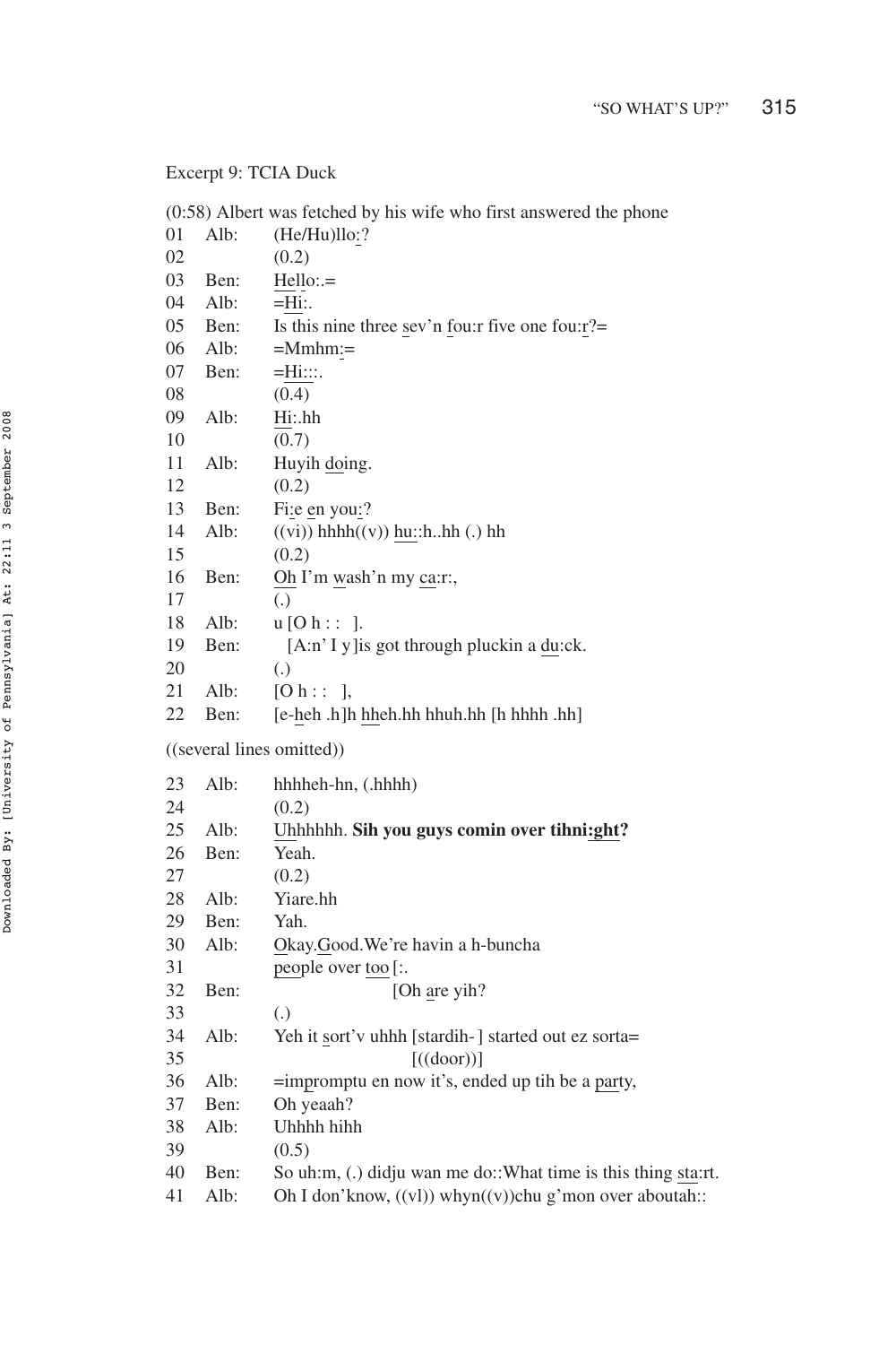Excerpt 9: TCIA Duck

(0:58) Albert was fetched by his wife who first answered the phone

```
01  Alb:   (He/Hu)llo:?
02         (0.2)
03  Ben:   Hello:.=
04  Alb:   =Hi:.
05  Ben:   Is this nine three sev'n fou:r five one fou:r?=
06  Alb:   =Mmhm:=
07  Ben:   =Hi:::.
08         (0.4)
09  Alb:   Hi:.hh
10         (0.7)
11  Alb:   Huyih doing.
12         (0.2)
13  Ben:   Fi:e en you:?
14  Alb:   ((vi)) hhhh((v)) hu::h..hh (.) hh
15         (0.2)
16  Ben:   Oh I'm wash'n my ca:r:,
17         (.)
18  Alb:   u [O h : :   ].
19  Ben:     [A:n' I y ]is got through pluckin a du:ck.
20         (.)
21  Alb:   [O h : :   ],
22  Ben:   [e-heh .h]h hheh.hh hhuh.hh [h hhhh .hh]
```

((several lines omitted))

```
23  Alb:   hhhheh-hn, (.hhhh)
24         (0.2)
25  Alb:   Uhhhhhh. Sih you guys comin over tihni:ght?
26  Ben:   Yeah.
27         (0.2)
28  Alb:   Yiare.hh
29  Ben:   Yah.
30  Alb:   Okay.Good.We're havin a h-buncha
31         people over too [:.
32  Ben:                   [Oh are yih?
33         (.)
34  Alb:   Yeh it sort'v uhhh [stardih- ] started out ez sorta=
35                            [((door))]
36  Alb:   =impromptu en now it's, ended up tih be a party,
37  Ben:   Oh yeaah?
38  Alb:   Uhhhh hihh
39         (0.5)
40  Ben:   So uh:m, (.) didju wan me do::What time is this thing sta:rt.
41  Alb:   Oh I don'know, ((vl)) whyn((v))chu g'mon over aboutah::
```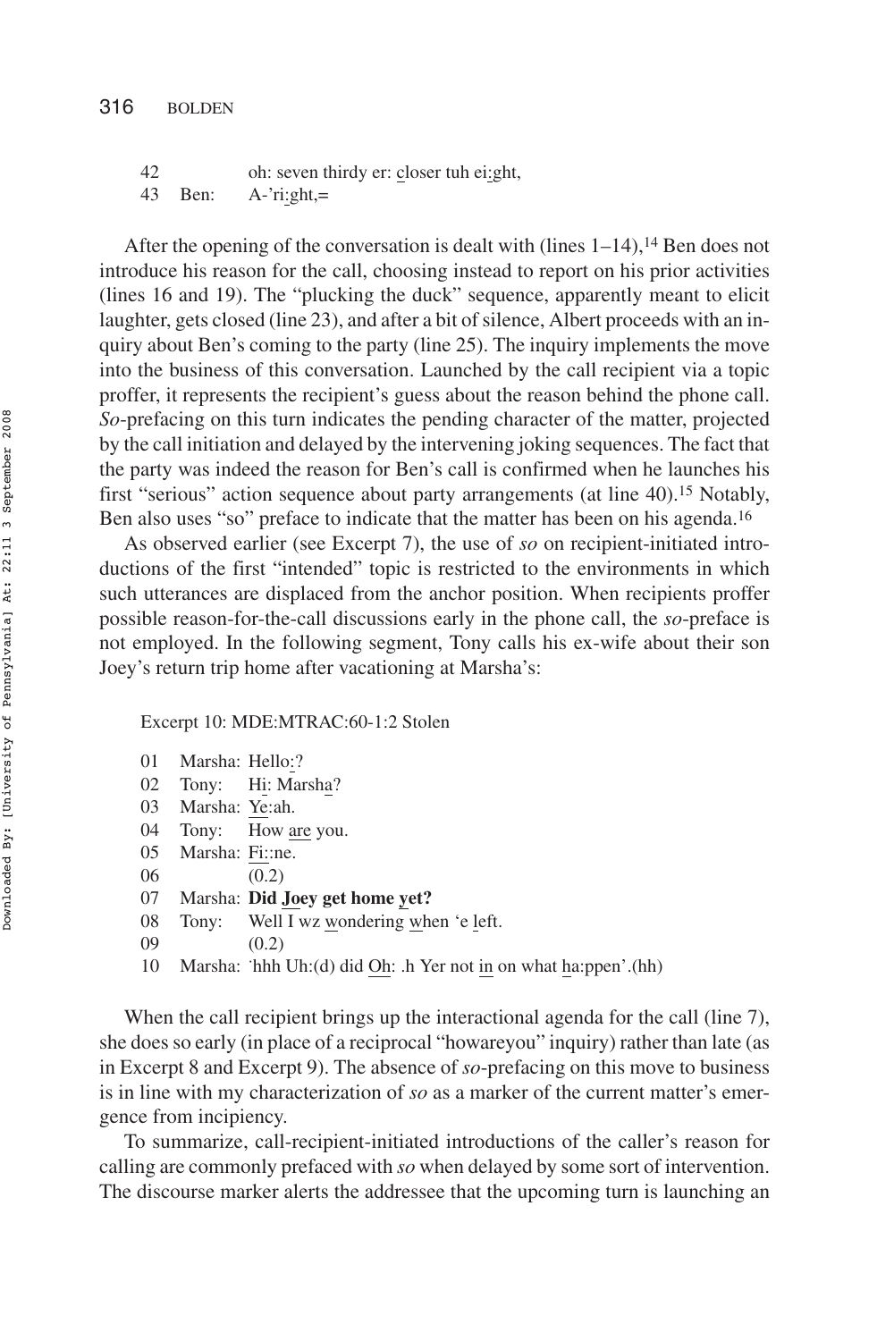42 oh: seven thirdy er: closer tuh ei:ght,
43 Ben: A-'ri:ght,=

After the opening of the conversation is dealt with (lines 1–14),[14] Ben does not introduce his reason for the call, choosing instead to report on his prior activities (lines 16 and 19). The "plucking the duck" sequence, apparently meant to elicit laughter, gets closed (line 23), and after a bit of silence, Albert proceeds with an inquiry about Ben's coming to the party (line 25). The inquiry implements the move into the business of this conversation. Launched by the call recipient via a topic proffer, it represents the recipient's guess about the reason behind the phone call. *So*-prefacing on this turn indicates the pending character of the matter, projected by the call initiation and delayed by the intervening joking sequences. The fact that the party was indeed the reason for Ben's call is confirmed when he launches his first "serious" action sequence about party arrangements (at line 40).[15] Notably, Ben also uses "so" preface to indicate that the matter has been on his agenda.[16]

As observed earlier (see Excerpt 7), the use of *so* on recipient-initiated introductions of the first "intended" topic is restricted to the environments in which such utterances are displaced from the anchor position. When recipients proffer possible reason-for-the-call discussions early in the phone call, the *so*-preface is not employed. In the following segment, Tony calls his ex-wife about their son Joey's return trip home after vacationing at Marsha's:

Excerpt 10: MDE:MTRAC:60-1:2 Stolen

01 Marsha: Hello:?
02 Tony: Hi: Marsha?
03 Marsha: Ye:ah.
04 Tony: How are you.
05 Marsha: Fi::ne.
06 (0.2)
07 Marsha: **Did Joey get home yet?**
08 Tony: Well I wz wondering when 'e left.
09 (0.2)
10 Marsha: `hhh Uh:(d) did Oh: .h Yer not in on what ha:ppen'.(hh)

When the call recipient brings up the interactional agenda for the call (line 7), she does so early (in place of a reciprocal "howareyou" inquiry) rather than late (as in Excerpt 8 and Excerpt 9). The absence of *so*-prefacing on this move to business is in line with my characterization of *so* as a marker of the current matter's emergence from incipiency.

To summarize, call-recipient-initiated introductions of the caller's reason for calling are commonly prefaced with *so* when delayed by some sort of intervention. The discourse marker alerts the addressee that the upcoming turn is launching an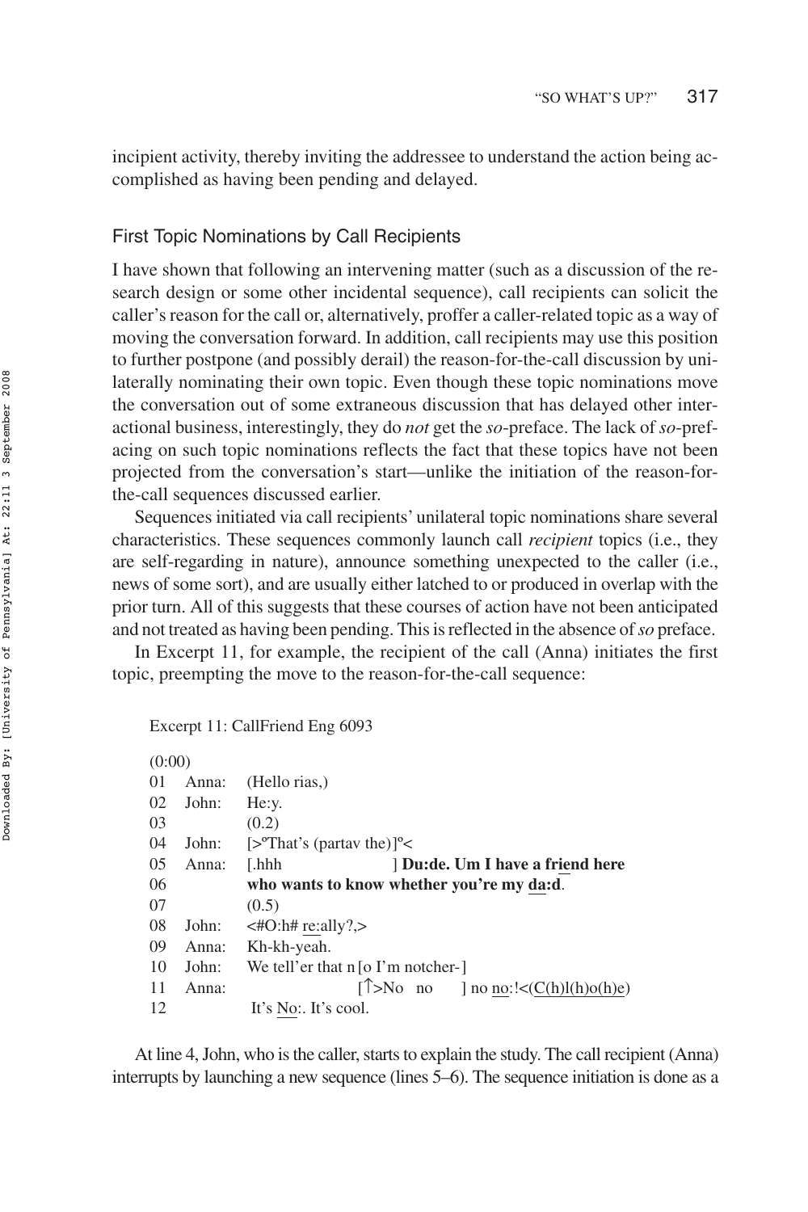incipient activity, thereby inviting the addressee to understand the action being accomplished as having been pending and delayed.

## First Topic Nominations by Call Recipients

I have shown that following an intervening matter (such as a discussion of the research design or some other incidental sequence), call recipients can solicit the caller's reason for the call or, alternatively, proffer a caller-related topic as a way of moving the conversation forward. In addition, call recipients may use this position to further postpone (and possibly derail) the reason-for-the-call discussion by unilaterally nominating their own topic. Even though these topic nominations move the conversation out of some extraneous discussion that has delayed other interactional business, interestingly, they do *not* get the *so*-preface. The lack of *so*-prefacing on such topic nominations reflects the fact that these topics have not been projected from the conversation's start—unlike the initiation of the reason-for-the-call sequences discussed earlier.

Sequences initiated via call recipients' unilateral topic nominations share several characteristics. These sequences commonly launch call *recipient* topics (i.e., they are self-regarding in nature), announce something unexpected to the caller (i.e., news of some sort), and are usually either latched to or produced in overlap with the prior turn. All of this suggests that these courses of action have not been anticipated and not treated as having been pending. This is reflected in the absence of *so* preface.

In Excerpt 11, for example, the recipient of the call (Anna) initiates the first topic, preempting the move to the reason-for-the-call sequence:

```
Excerpt 11: CallFriend Eng 6093

(0:00)
01   Anna:   (Hello rias,)
02   John:   He:y.
03           (0.2)
04   John:   [>°That's (partav the)]°<
05   Anna:   [.hhh                 ] Du:de. Um I have a friend here
06           who wants to know whether you're my da:d.
07           (0.5)
08   John:   <#O:h# re:ally?,>
09   Anna:   Kh-kh-yeah.
10   John:   We tell'er that n [o I'm notcher-]
11   Anna:                     [↑>No  no      ] no no:!<(C(h)l(h)o(h)e)
12            It's No:. It's cool.
```

At line 4, John, who is the caller, starts to explain the study. The call recipient (Anna) interrupts by launching a new sequence (lines 5–6). The sequence initiation is done as a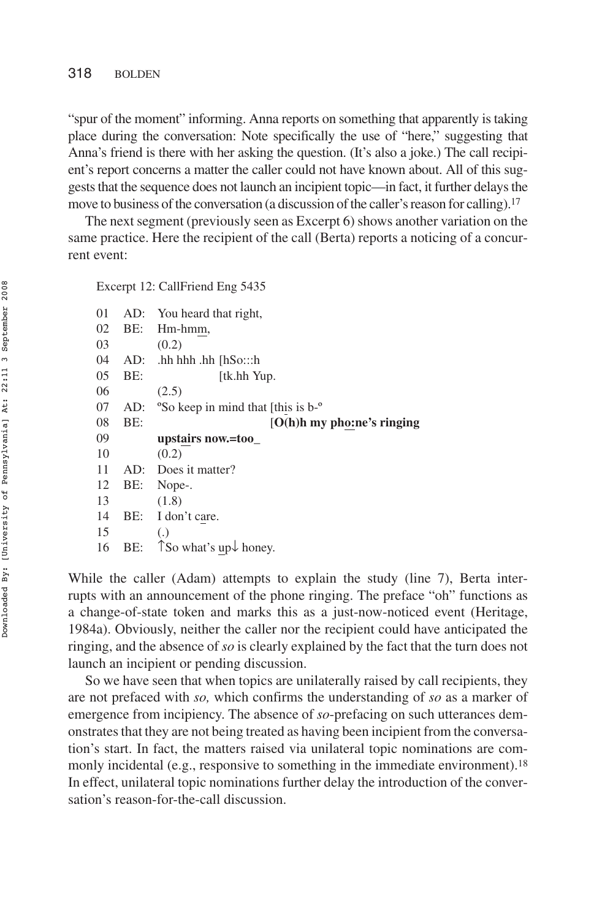"spur of the moment" informing. Anna reports on something that apparently is taking place during the conversation: Note specifically the use of "here," suggesting that Anna's friend is there with her asking the question. (It's also a joke.) The call recipient's report concerns a matter the caller could not have known about. All of this suggests that the sequence does not launch an incipient topic—in fact, it further delays the move to business of the conversation (a discussion of the caller's reason for calling).[17]

The next segment (previously seen as Excerpt 6) shows another variation on the same practice. Here the recipient of the call (Berta) reports a noticing of a concurrent event:

```
Excerpt 12: CallFriend Eng 5435

01   AD:   You heard that right,
02   BE:   Hm-hmm,
03         (0.2)
04   AD:   .hh hhh .hh [hSo:::h
05   BE:               [tk.hh Yup.
06         (2.5)
07   AD:   ºSo keep in mind that [this is b-º
08   BE:                         [O(h)h my pho:ne's ringing
09         upstairs now.=too_
10         (0.2)
11   AD:   Does it matter?
12   BE:   Nope-.
13         (1.8)
14   BE:   I don't care.
15         (.)
16   BE:   ↑So what's up↓ honey.
```

While the caller (Adam) attempts to explain the study (line 7), Berta interrupts with an announcement of the phone ringing. The preface "oh" functions as a change-of-state token and marks this as a just-now-noticed event (Heritage, 1984a). Obviously, neither the caller nor the recipient could have anticipated the ringing, and the absence of *so* is clearly explained by the fact that the turn does not launch an incipient or pending discussion.

So we have seen that when topics are unilaterally raised by call recipients, they are not prefaced with *so,* which confirms the understanding of *so* as a marker of emergence from incipiency. The absence of *so*-prefacing on such utterances demonstrates that they are not being treated as having been incipient from the conversation's start. In fact, the matters raised via unilateral topic nominations are commonly incidental (e.g., responsive to something in the immediate environment).[18] In effect, unilateral topic nominations further delay the introduction of the conversation's reason-for-the-call discussion.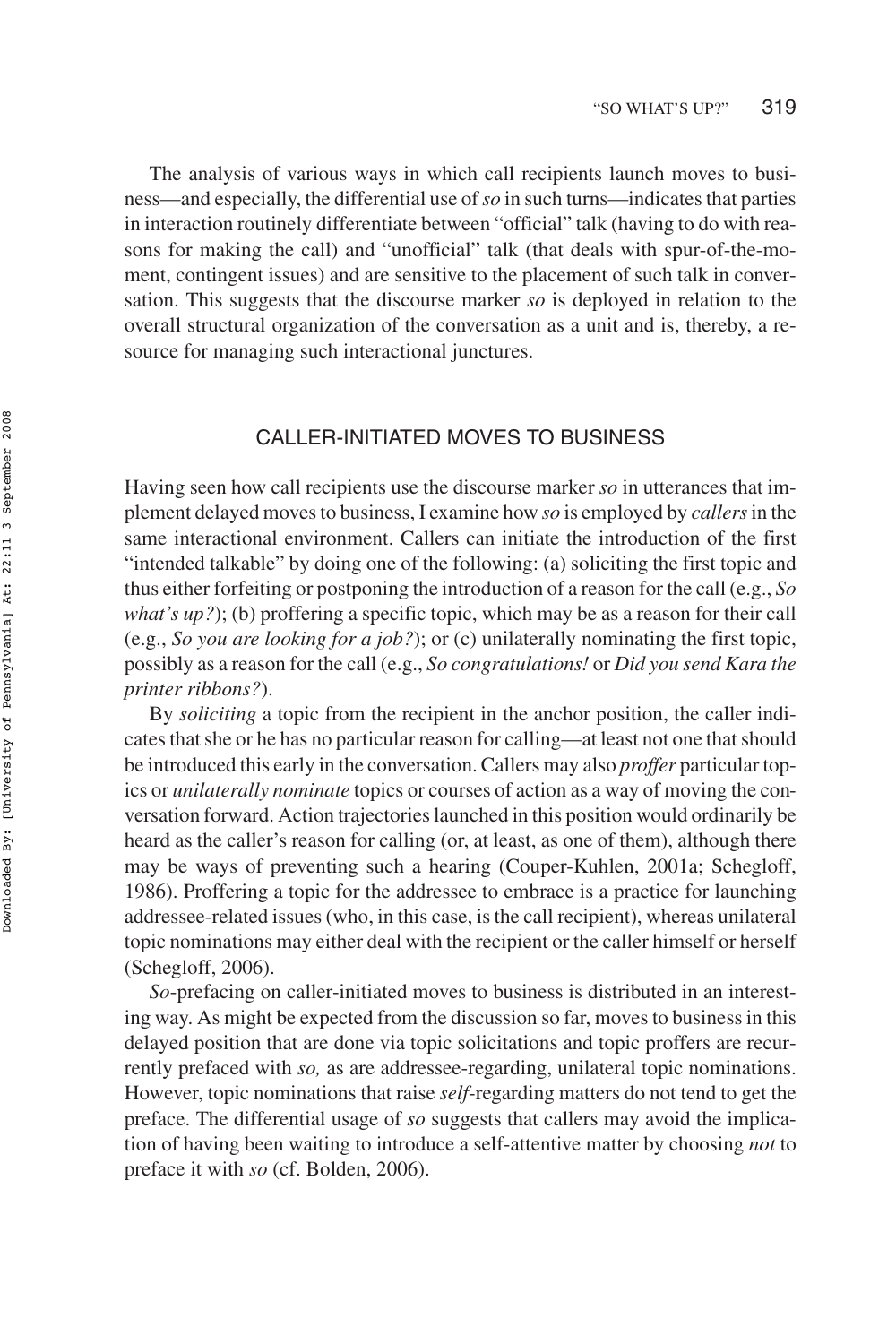The analysis of various ways in which call recipients launch moves to business—and especially, the differential use of *so* in such turns—indicates that parties in interaction routinely differentiate between "official" talk (having to do with reasons for making the call) and "unofficial" talk (that deals with spur-of-the-moment, contingent issues) and are sensitive to the placement of such talk in conversation. This suggests that the discourse marker *so* is deployed in relation to the overall structural organization of the conversation as a unit and is, thereby, a resource for managing such interactional junctures.

## CALLER-INITIATED MOVES TO BUSINESS

Having seen how call recipients use the discourse marker *so* in utterances that implement delayed moves to business, I examine how *so* is employed by *callers* in the same interactional environment. Callers can initiate the introduction of the first "intended talkable" by doing one of the following: (a) soliciting the first topic and thus either forfeiting or postponing the introduction of a reason for the call (e.g., *So what's up?*); (b) proffering a specific topic, which may be as a reason for their call (e.g., *So you are looking for a job?*); or (c) unilaterally nominating the first topic, possibly as a reason for the call (e.g., *So congratulations!* or *Did you send Kara the printer ribbons?*).

By *soliciting* a topic from the recipient in the anchor position, the caller indicates that she or he has no particular reason for calling—at least not one that should be introduced this early in the conversation. Callers may also *proffer* particular topics or *unilaterally nominate* topics or courses of action as a way of moving the conversation forward. Action trajectories launched in this position would ordinarily be heard as the caller's reason for calling (or, at least, as one of them), although there may be ways of preventing such a hearing (Couper-Kuhlen, 2001a; Schegloff, 1986). Proffering a topic for the addressee to embrace is a practice for launching addressee-related issues (who, in this case, is the call recipient), whereas unilateral topic nominations may either deal with the recipient or the caller himself or herself (Schegloff, 2006).

*So*-prefacing on caller-initiated moves to business is distributed in an interesting way. As might be expected from the discussion so far, moves to business in this delayed position that are done via topic solicitations and topic proffers are recurrently prefaced with *so,* as are addressee-regarding, unilateral topic nominations. However, topic nominations that raise *self*-regarding matters do not tend to get the preface. The differential usage of *so* suggests that callers may avoid the implication of having been waiting to introduce a self-attentive matter by choosing *not* to preface it with *so* (cf. Bolden, 2006).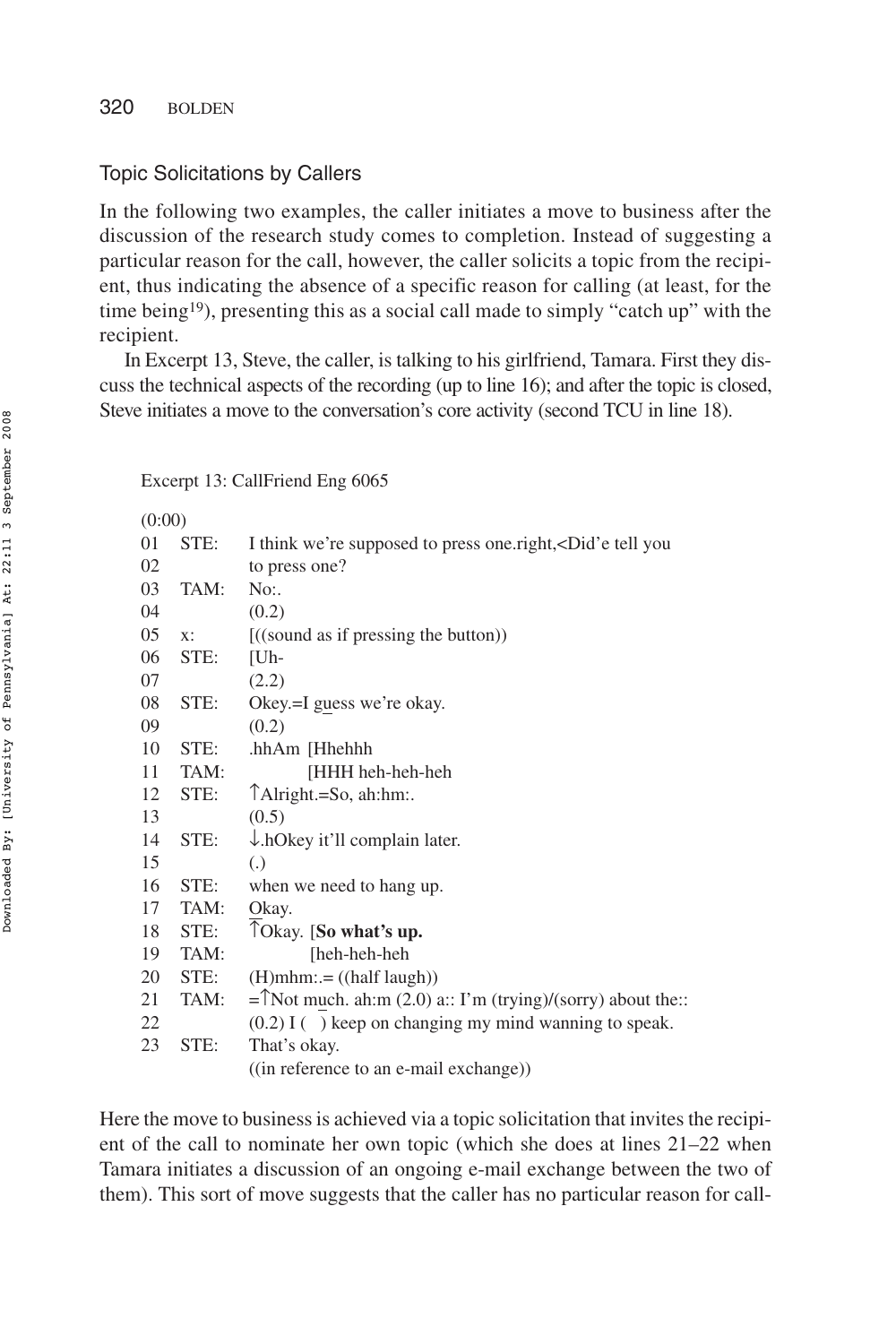## Topic Solicitations by Callers

In the following two examples, the caller initiates a move to business after the discussion of the research study comes to completion. Instead of suggesting a particular reason for the call, however, the caller solicits a topic from the recipient, thus indicating the absence of a specific reason for calling (at least, for the time being[19]), presenting this as a social call made to simply "catch up" with the recipient.

In Excerpt 13, Steve, the caller, is talking to his girlfriend, Tamara. First they discuss the technical aspects of the recording (up to line 16); and after the topic is closed, Steve initiates a move to the conversation's core activity (second TCU in line 18).

Excerpt 13: CallFriend Eng 6065

```
(0:00)
01  STE:   I think we're supposed to press one.right,<Did'e tell you
02         to press one?
03  TAM:   No:.
04         (0.2)
05  x:     [((sound as if pressing the button))
06  STE:   [Uh-
07         (2.2)
08  STE:   Okey.=I guess we're okay.
09         (0.2)
10  STE:   .hhAm  [Hhehhh
11  TAM:          [HHH heh-heh-heh
12  STE:   ↑Alright.=So, ah:hm:.
13         (0.5)
14  STE:   ↓.hOkey it'll complain later.
15         (.)
16  STE:   when we need to hang up.
17  TAM:   Okay.
18  STE:   ↑Okay. [So what's up.
19  TAM:          [heh-heh-heh
20  STE:   (H)mhm:.= ((half laugh))
21  TAM:   =↑Not much. ah:m (2.0) a:: I'm (trying)/(sorry) about the::
22         (0.2) I (   ) keep on changing my mind wanning to speak.
23  STE:   That's okay.
           ((in reference to an e-mail exchange))
```

Here the move to business is achieved via a topic solicitation that invites the recipient of the call to nominate her own topic (which she does at lines 21–22 when Tamara initiates a discussion of an ongoing e-mail exchange between the two of them). This sort of move suggests that the caller has no particular reason for call-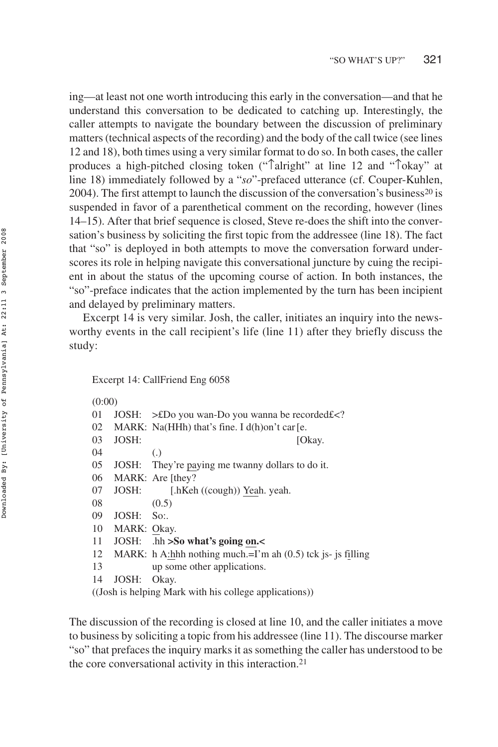ing—at least not one worth introducing this early in the conversation—and that he understand this conversation to be dedicated to catching up. Interestingly, the caller attempts to navigate the boundary between the discussion of preliminary matters (technical aspects of the recording) and the body of the call twice (see lines 12 and 18), both times using a very similar format to do so. In both cases, the caller produces a high-pitched closing token ("↑alright" at line 12 and "↑okay" at line 18) immediately followed by a "*so*"-prefaced utterance (cf. Couper-Kuhlen, 2004). The first attempt to launch the discussion of the conversation's business[20] is suspended in favor of a parenthetical comment on the recording, however (lines 14–15). After that brief sequence is closed, Steve re-does the shift into the conversation's business by soliciting the first topic from the addressee (line 18). The fact that "so" is deployed in both attempts to move the conversation forward underscores its role in helping navigate this conversational juncture by cuing the recipient in about the status of the upcoming course of action. In both instances, the "so"-preface indicates that the action implemented by the turn has been incipient and delayed by preliminary matters.

Excerpt 14 is very similar. Josh, the caller, initiates an inquiry into the newsworthy events in the call recipient's life (line 11) after they briefly discuss the study:

```
Excerpt 14: CallFriend Eng 6058

(0:00)
01  JOSH:  >£Do you wan-Do you wanna be recorded£<?
02  MARK:  Na(HHh) that's fine. I d(h)on't car[e.
03  JOSH:                                     [Okay.
04         (.)
05  JOSH:  They're paying me twanny dollars to do it.
06  MARK:  Are [they?
07  JOSH:      [.hKeh ((cough)) Yeah. yeah.
08         (0.5)
09  JOSH:  So:.
10  MARK:  Okay.
11  JOSH:  .hh >So what's going on.<
12  MARK:  h A:hhh nothing much.=I'm ah (0.5) tck js- js filling
13         up some other applications.
14  JOSH:  Okay.
((Josh is helping Mark with his college applications))
```

The discussion of the recording is closed at line 10, and the caller initiates a move to business by soliciting a topic from his addressee (line 11). The discourse marker "so" that prefaces the inquiry marks it as something the caller has understood to be the core conversational activity in this interaction.[21]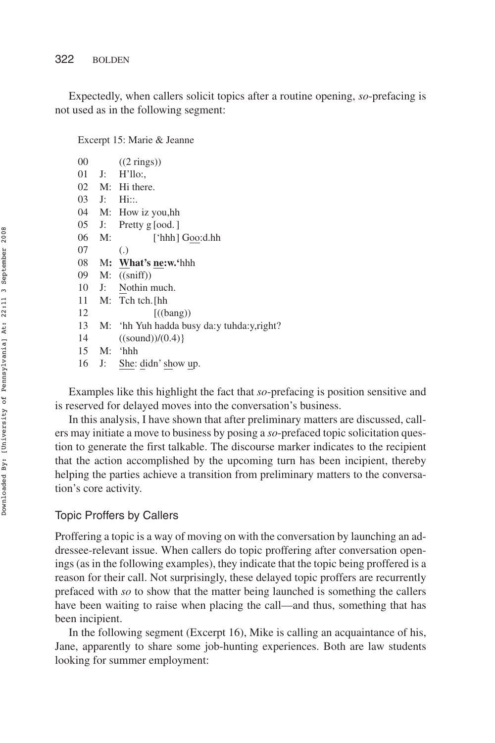Expectedly, when callers solicit topics after a routine opening, *so*-prefacing is not used as in the following segment:

Excerpt 15: Marie & Jeanne

```
00        ((2 rings))
01   J:   H'llo:,
02   M:   Hi there.
03   J:   Hi::.
04   M:   How iz you,hh
05   J:   Pretty g [ood. ]
06   M:            ['hhh] Goo:d.hh
07        (.)
08   M:   What's ne:w.'hhh
09   M:   ((sniff))
10   J:   Nothin much.
11   M:   Tch tch.[hh
12                [((bang))
13   M:   'hh Yuh hadda busy da:y tuhda:y,right?
14        ((sound))/(0.4)}
15   M:   'hhh
16   J:   She: didn' show up.
```

Examples like this highlight the fact that *so*-prefacing is position sensitive and is reserved for delayed moves into the conversation's business.

In this analysis, I have shown that after preliminary matters are discussed, callers may initiate a move to business by posing a *so*-prefaced topic solicitation question to generate the first talkable. The discourse marker indicates to the recipient that the action accomplished by the upcoming turn has been incipient, thereby helping the parties achieve a transition from preliminary matters to the conversation's core activity.

## Topic Proffers by Callers

Proffering a topic is a way of moving on with the conversation by launching an addressee-relevant issue. When callers do topic proffering after conversation openings (as in the following examples), they indicate that the topic being proffered is a reason for their call. Not surprisingly, these delayed topic proffers are recurrently prefaced with *so* to show that the matter being launched is something the callers have been waiting to raise when placing the call—and thus, something that has been incipient.

In the following segment (Excerpt 16), Mike is calling an acquaintance of his, Jane, apparently to share some job-hunting experiences. Both are law students looking for summer employment: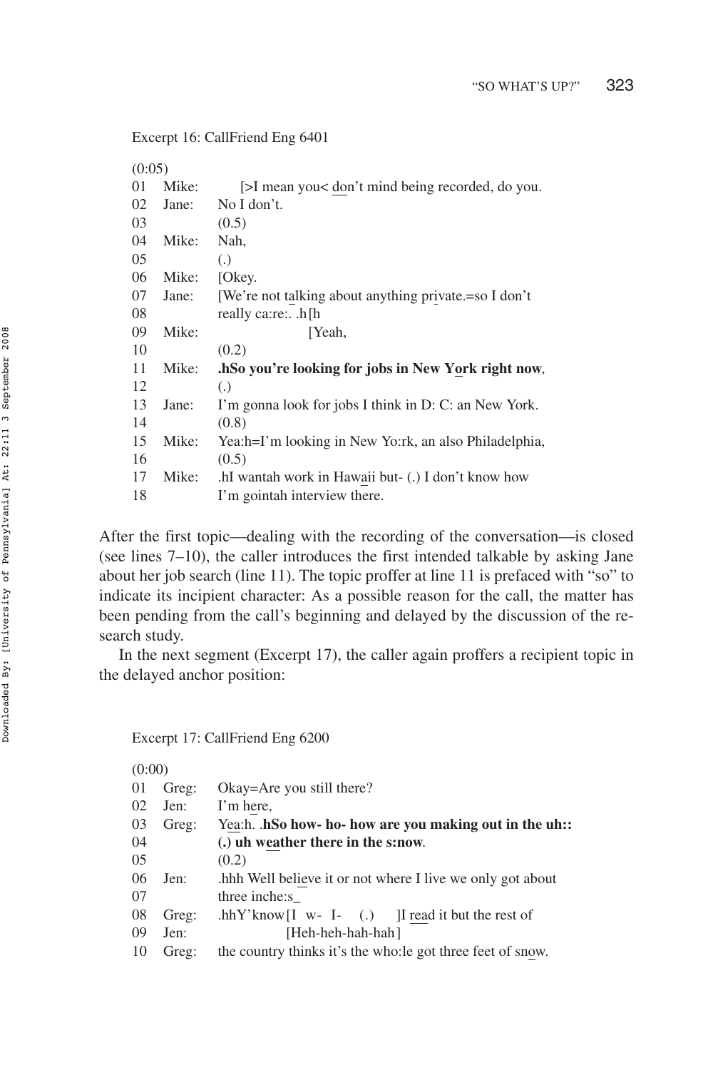Excerpt 16: CallFriend Eng 6401

```
(0:05)
01  Mike:      [>I mean you< don't mind being recorded, do you.
02  Jane:   No I don't.
03          (0.5)
04  Mike:   Nah,
05          (.)
06  Mike:   [Okey.
07  Jane:   [We're not talking about anything private.=so I don't
08          really ca:re:. .h[h
09  Mike:                    [Yeah,
10          (0.2)
11  Mike:   .hSo you're looking for jobs in New York right now,
12          (.)
13  Jane:   I'm gonna look for jobs I think in D: C: an New York.
14          (0.8)
15  Mike:   Yea:h=I'm looking in New Yo:rk, an also Philadelphia,
16          (0.5)
17  Mike:   .hI wantah work in Hawaii but- (.) I don't know how
18          I'm gointah interview there.
```

After the first topic—dealing with the recording of the conversation—is closed (see lines 7–10), the caller introduces the first intended talkable by asking Jane about her job search (line 11). The topic proffer at line 11 is prefaced with "so" to indicate its incipient character: As a possible reason for the call, the matter has been pending from the call's beginning and delayed by the discussion of the research study.

In the next segment (Excerpt 17), the caller again proffers a recipient topic in the delayed anchor position:

Excerpt 17: CallFriend Eng 6200

```
(0:00)
01  Greg:   Okay=Are you still there?
02  Jen:    I'm here,
03  Greg:   Yea:h. .hSo how- ho- how are you making out in the uh::
04          (.) uh weather there in the s:now.
05          (0.2)
06  Jen:    .hhh Well believe it or not where I live we only got about
07          three inche:s_
08  Greg:   .hhY'know[I  w-  I-   (.)    ]I read it but the rest of
09  Jen:             [Heh-heh-hah-hah]
10  Greg:   the country thinks it's the who:le got three feet of snow.
```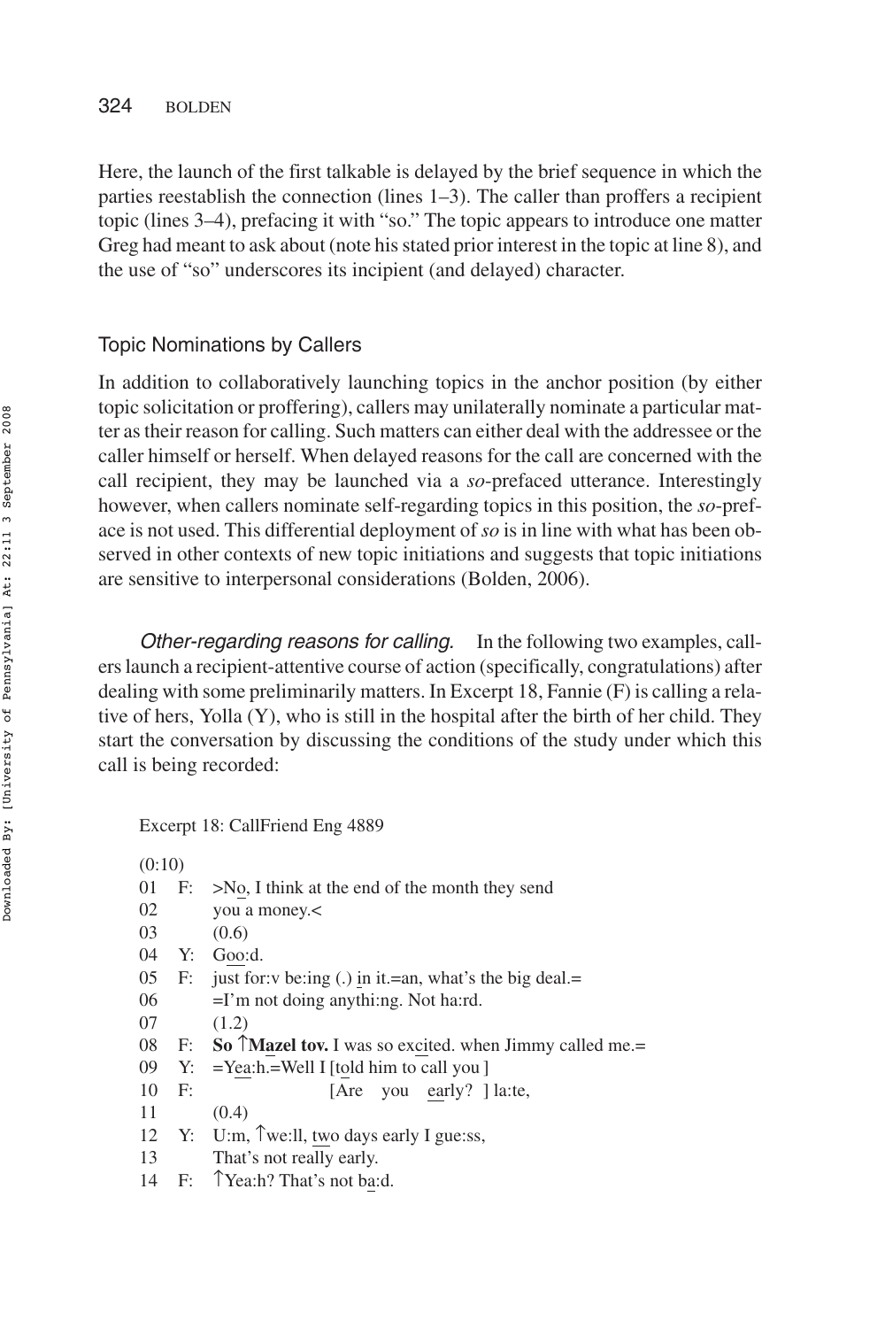Here, the launch of the first talkable is delayed by the brief sequence in which the parties reestablish the connection (lines 1–3). The caller than proffers a recipient topic (lines 3–4), prefacing it with "so." The topic appears to introduce one matter Greg had meant to ask about (note his stated prior interest in the topic at line 8), and the use of "so" underscores its incipient (and delayed) character.

## Topic Nominations by Callers

In addition to collaboratively launching topics in the anchor position (by either topic solicitation or proffering), callers may unilaterally nominate a particular matter as their reason for calling. Such matters can either deal with the addressee or the caller himself or herself. When delayed reasons for the call are concerned with the call recipient, they may be launched via a *so*-prefaced utterance. Interestingly however, when callers nominate self-regarding topics in this position, the *so*-preface is not used. This differential deployment of *so* is in line with what has been observed in other contexts of new topic initiations and suggests that topic initiations are sensitive to interpersonal considerations (Bolden, 2006).

*Other-regarding reasons for calling.* In the following two examples, callers launch a recipient-attentive course of action (specifically, congratulations) after dealing with some preliminarily matters. In Excerpt 18, Fannie (F) is calling a relative of hers, Yolla (Y), who is still in the hospital after the birth of her child. They start the conversation by discussing the conditions of the study under which this call is being recorded:

Excerpt 18: CallFriend Eng 4889

```
(0:10)
01  F:  >No, I think at the end of the month they send
02      you a money.<
03      (0.6)
04  Y:  Goo:d.
05  F:  just for:v be:ing (.) in it.=an, what's the big deal.=
06      =I'm not doing anythi:ng. Not ha:rd.
07      (1.2)
08  F:  So ↑Mazel tov. I was so excited. when Jimmy called me.=
09  Y:  =Yea:h.=Well I [told him to call you ]
10  F:                 [Are   you   early?  ] la:te,
11      (0.4)
12  Y:  U:m, ↑we:ll, two days early I gue:ss,
13      That's not really early.
14  F:  ↑Yea:h? That's not ba:d.
```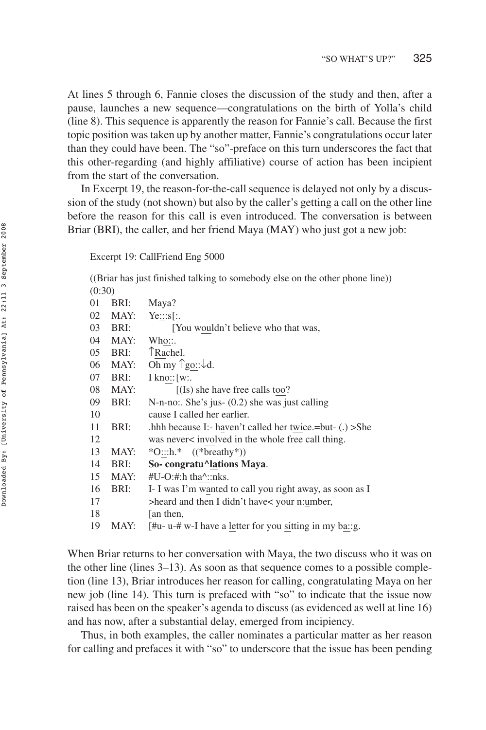At lines 5 through 6, Fannie closes the discussion of the study and then, after a pause, launches a new sequence—congratulations on the birth of Yolla's child (line 8). This sequence is apparently the reason for Fannie's call. Because the first topic position was taken up by another matter, Fannie's congratulations occur later than they could have been. The "so"-preface on this turn underscores the fact that this other-regarding (and highly affiliative) course of action has been incipient from the start of the conversation.

In Excerpt 19, the reason-for-the-call sequence is delayed not only by a discussion of the study (not shown) but also by the caller's getting a call on the other line before the reason for this call is even introduced. The conversation is between Briar (BRI), the caller, and her friend Maya (MAY) who just got a new job:

Excerpt 19: CallFriend Eng 5000

```
((Briar has just finished talking to somebody else on the other phone line))
(0:30)
01  BRI:   Maya?
02  MAY:   Ye:::s[:.
03  BRI:         [You wouldn't believe who that was,
04  MAY:   Who::.
05  BRI:   ↑Rachel.
06  MAY:   Oh my ↑go::↓d.
07  BRI:   I kno::[w:.
08  MAY:          [(Is) she have free calls too?
09  BRI:   N-n-no:. She's jus- (0.2) she was just calling
10         cause I called her earlier.
11  BRI:   .hhh because I:- haven't called her twice.=but- (.) >She
12         was never< involved in the whole free call thing.
13  MAY:   *O:::h.*   ((*breathy*))
14  BRI:   So- congratu^lations Maya.
15  MAY:   #U-O:#:h tha^::nks.
16  BRI:   I- I was I'm wanted to call you right away, as soon as I
17         >heard and then I didn't have< your n:umber,
18         [an then,
19  MAY:   [#u- u-# w-I have a letter for you sitting in my ba::g.
```

When Briar returns to her conversation with Maya, the two discuss who it was on the other line (lines 3–13). As soon as that sequence comes to a possible completion (line 13), Briar introduces her reason for calling, congratulating Maya on her new job (line 14). This turn is prefaced with "so" to indicate that the issue now raised has been on the speaker's agenda to discuss (as evidenced as well at line 16) and has now, after a substantial delay, emerged from incipiency.

Thus, in both examples, the caller nominates a particular matter as her reason for calling and prefaces it with "so" to underscore that the issue has been pending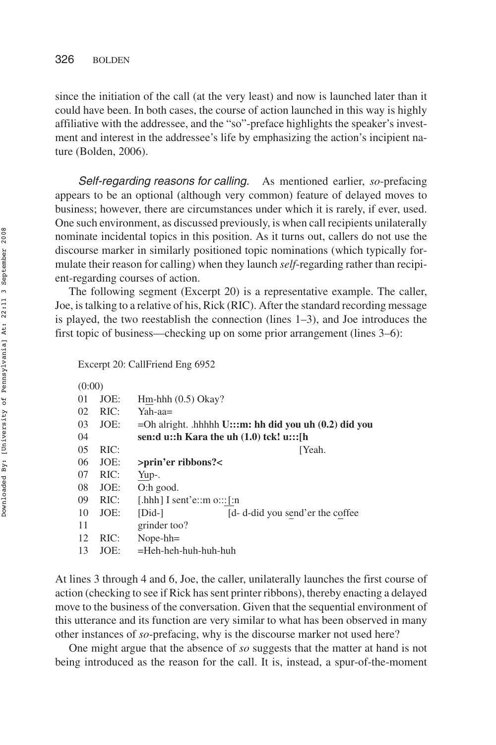since the initiation of the call (at the very least) and now is launched later than it could have been. In both cases, the course of action launched in this way is highly affiliative with the addressee, and the "so"-preface highlights the speaker's investment and interest in the addressee's life by emphasizing the action's incipient nature (Bolden, 2006).

*Self-regarding reasons for calling.* As mentioned earlier, *so*-prefacing appears to be an optional (although very common) feature of delayed moves to business; however, there are circumstances under which it is rarely, if ever, used. One such environment, as discussed previously, is when call recipients unilaterally nominate incidental topics in this position. As it turns out, callers do not use the discourse marker in similarly positioned topic nominations (which typically formulate their reason for calling) when they launch *self*-regarding rather than recipient-regarding courses of action.

The following segment (Excerpt 20) is a representative example. The caller, Joe, is talking to a relative of his, Rick (RIC). After the standard recording message is played, the two reestablish the connection (lines 1–3), and Joe introduces the first topic of business—checking up on some prior arrangement (lines 3–6):

Excerpt 20: CallFriend Eng 6952

```
(0:00)
01  JOE:   Hm-hhh (0.5) Okay?
02  RIC:   Yah-aa=
03  JOE:   =Oh alright. .hhhhh U:::m: hh did you uh (0.2) did you
04         sen:d u::h Kara the uh (1.0) tck! u:::[h
05  RIC:                                           [Yeah.
06  JOE:   >prin'er ribbons?<
07  RIC:   Yup-.
08  JOE:   O:h good.
09  RIC:   [.hhh] I sent'e::m o:::[:n
10  JOE:   [Did-]                  [d- d-did you send'er the coffee
11         grinder too?
12  RIC:   Nope-hh=
13  JOE:   =Heh-heh-huh-huh-huh
```

At lines 3 through 4 and 6, Joe, the caller, unilaterally launches the first course of action (checking to see if Rick has sent printer ribbons), thereby enacting a delayed move to the business of the conversation. Given that the sequential environment of this utterance and its function are very similar to what has been observed in many other instances of *so*-prefacing, why is the discourse marker not used here?

One might argue that the absence of *so* suggests that the matter at hand is not being introduced as the reason for the call. It is, instead, a spur-of-the-moment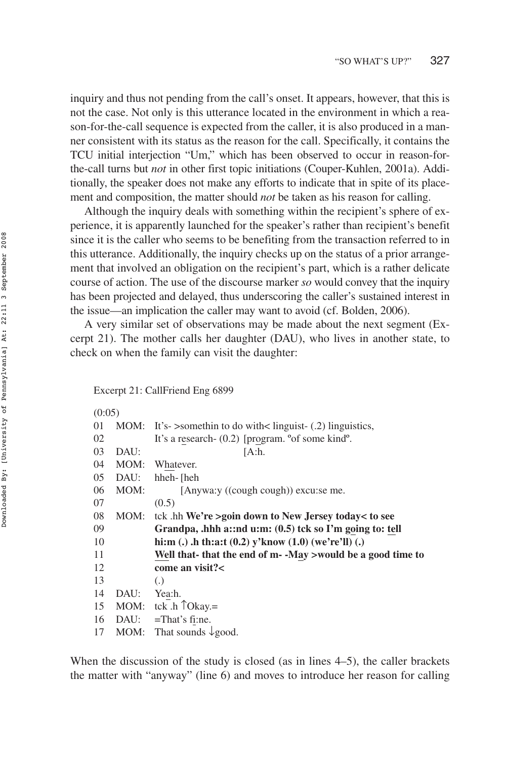inquiry and thus not pending from the call's onset. It appears, however, that this is not the case. Not only is this utterance located in the environment in which a reason-for-the-call sequence is expected from the caller, it is also produced in a manner consistent with its status as the reason for the call. Specifically, it contains the TCU initial interjection "Um," which has been observed to occur in reason-for-the-call turns but *not* in other first topic initiations (Couper-Kuhlen, 2001a). Additionally, the speaker does not make any efforts to indicate that in spite of its placement and composition, the matter should *not* be taken as his reason for calling.

Although the inquiry deals with something within the recipient's sphere of experience, it is apparently launched for the speaker's rather than recipient's benefit since it is the caller who seems to be benefiting from the transaction referred to in this utterance. Additionally, the inquiry checks up on the status of a prior arrangement that involved an obligation on the recipient's part, which is a rather delicate course of action. The use of the discourse marker *so* would convey that the inquiry has been projected and delayed, thus underscoring the caller's sustained interest in the issue—an implication the caller may want to avoid (cf. Bolden, 2006).

A very similar set of observations may be made about the next segment (Excerpt 21). The mother calls her daughter (DAU), who lives in another state, to check on when the family can visit the daughter:

Excerpt 21: CallFriend Eng 6899

```
(0:05)
01  MOM:  It's- >somethin to do with< linguist- (.2) linguistics,
02        It's a research- (0.2) [program. ºof some kindº.
03  DAU:                         [A:h.
04  MOM:  Whatever.
05  DAU:  hheh- [heh
06  MOM:        [Anywa:y ((cough cough)) excu:se me.
07        (0.5)
08  MOM:  tck .hh We're >goin down to New Jersey today< to see
09        Grandpa, .hhh a::nd u:m: (0.5) tck so I'm going to: tell
10        hi:m (.) .h th:a:t (0.2) y'know (1.0) (we're'll) (.)
11        Well that- that the end of m- -May >would be a good time to
12        come an visit?<
13        (.)
14  DAU:  Yea:h.
15  MOM:  tck .h ↑Okay.=
16  DAU:  =That's fi:ne.
17  MOM:  That sounds ↓good.
```

When the discussion of the study is closed (as in lines 4–5), the caller brackets the matter with "anyway" (line 6) and moves to introduce her reason for calling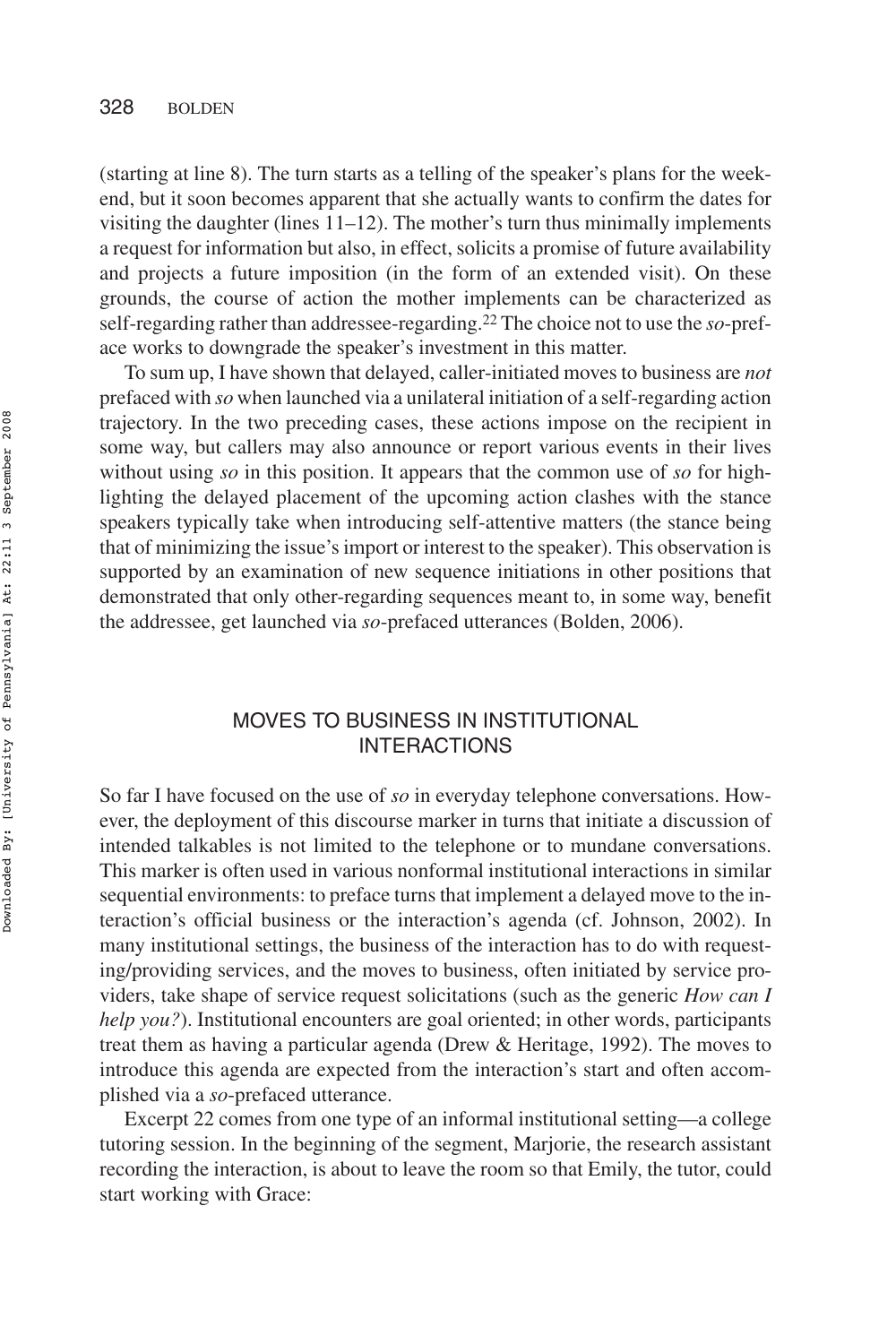(starting at line 8). The turn starts as a telling of the speaker's plans for the weekend, but it soon becomes apparent that she actually wants to confirm the dates for visiting the daughter (lines 11–12). The mother's turn thus minimally implements a request for information but also, in effect, solicits a promise of future availability and projects a future imposition (in the form of an extended visit). On these grounds, the course of action the mother implements can be characterized as self-regarding rather than addressee-regarding.[22] The choice not to use the *so*-preface works to downgrade the speaker's investment in this matter.

To sum up, I have shown that delayed, caller-initiated moves to business are *not* prefaced with *so* when launched via a unilateral initiation of a self-regarding action trajectory. In the two preceding cases, these actions impose on the recipient in some way, but callers may also announce or report various events in their lives without using *so* in this position. It appears that the common use of *so* for highlighting the delayed placement of the upcoming action clashes with the stance speakers typically take when introducing self-attentive matters (the stance being that of minimizing the issue's import or interest to the speaker). This observation is supported by an examination of new sequence initiations in other positions that demonstrated that only other-regarding sequences meant to, in some way, benefit the addressee, get launched via *so*-prefaced utterances (Bolden, 2006).

## MOVES TO BUSINESS IN INSTITUTIONAL INTERACTIONS

So far I have focused on the use of *so* in everyday telephone conversations. However, the deployment of this discourse marker in turns that initiate a discussion of intended talkables is not limited to the telephone or to mundane conversations. This marker is often used in various nonformal institutional interactions in similar sequential environments: to preface turns that implement a delayed move to the interaction's official business or the interaction's agenda (cf. Johnson, 2002). In many institutional settings, the business of the interaction has to do with requesting/providing services, and the moves to business, often initiated by service providers, take shape of service request solicitations (such as the generic *How can I help you?*). Institutional encounters are goal oriented; in other words, participants treat them as having a particular agenda (Drew & Heritage, 1992). The moves to introduce this agenda are expected from the interaction's start and often accomplished via a *so*-prefaced utterance.

Excerpt 22 comes from one type of an informal institutional setting—a college tutoring session. In the beginning of the segment, Marjorie, the research assistant recording the interaction, is about to leave the room so that Emily, the tutor, could start working with Grace: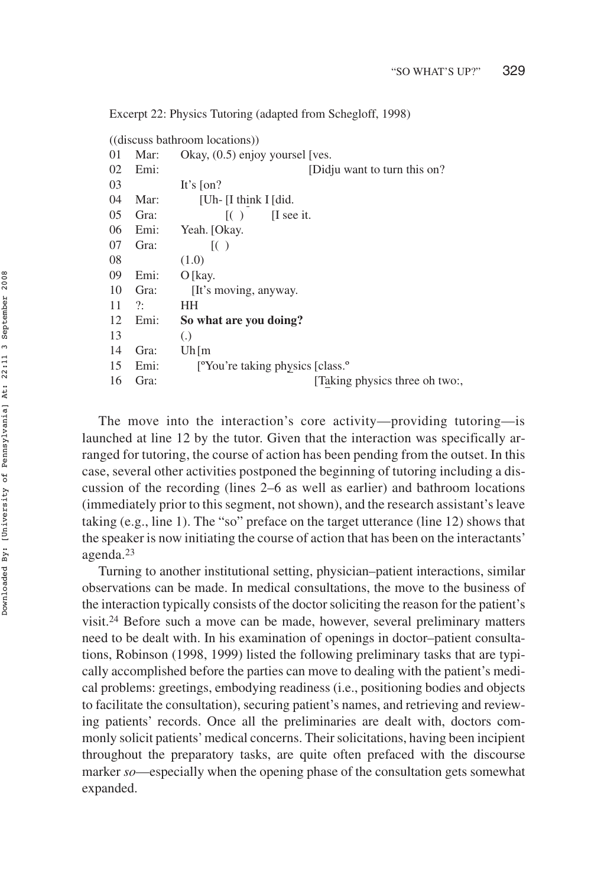Excerpt 22: Physics Tutoring (adapted from Schegloff, 1998)

```
((discuss bathroom locations))
01  Mar:   Okay, (0.5) enjoy yoursel [ves.
02  Emi:                             [Didju want to turn this on?
03         It's [on?
04  Mar:        [Uh- [I think I [did.
05  Gra:             [( )       [I see it.
06  Emi:   Yeah. [Okay.
07  Gra:         [( )
08         (1.0)
09  Emi:   O [kay.
10  Gra:     [It's moving, anyway.
11  ?:     HH
12  Emi:   So what are you doing?
13         (.)
14  Gra:   Uh [m
15  Emi:      [ºYou're taking physics [class.º
16  Gra:                              [Taking physics three oh two:,
```

The move into the interaction's core activity—providing tutoring—is launched at line 12 by the tutor. Given that the interaction was specifically arranged for tutoring, the course of action has been pending from the outset. In this case, several other activities postponed the beginning of tutoring including a discussion of the recording (lines 2–6 as well as earlier) and bathroom locations (immediately prior to this segment, not shown), and the research assistant's leave taking (e.g., line 1). The "so" preface on the target utterance (line 12) shows that the speaker is now initiating the course of action that has been on the interactants' agenda.[23]

Turning to another institutional setting, physician–patient interactions, similar observations can be made. In medical consultations, the move to the business of the interaction typically consists of the doctor soliciting the reason for the patient's visit.[24] Before such a move can be made, however, several preliminary matters need to be dealt with. In his examination of openings in doctor–patient consultations, Robinson (1998, 1999) listed the following preliminary tasks that are typically accomplished before the parties can move to dealing with the patient's medical problems: greetings, embodying readiness (i.e., positioning bodies and objects to facilitate the consultation), securing patient's names, and retrieving and reviewing patients' records. Once all the preliminaries are dealt with, doctors commonly solicit patients' medical concerns. Their solicitations, having been incipient throughout the preparatory tasks, are quite often prefaced with the discourse marker *so*—especially when the opening phase of the consultation gets somewhat expanded.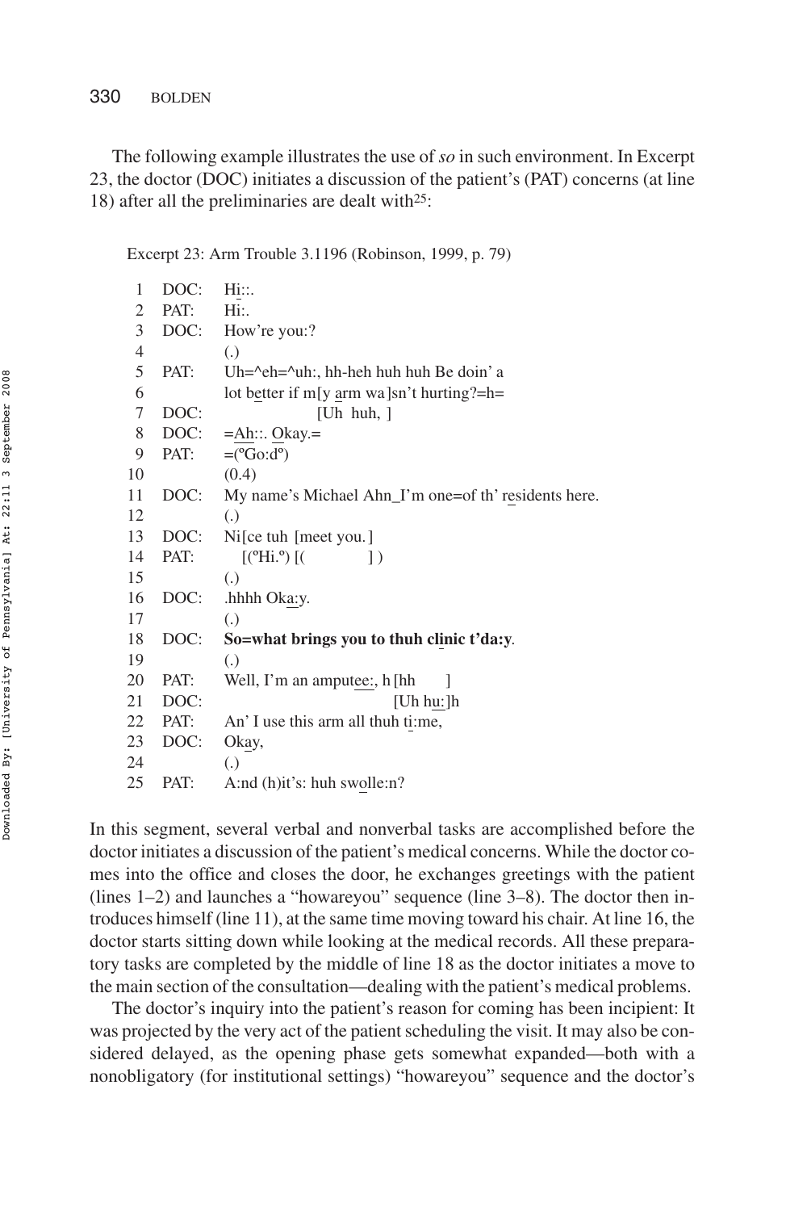The following example illustrates the use of *so* in such environment. In Excerpt 23, the doctor (DOC) initiates a discussion of the patient's (PAT) concerns (at line 18) after all the preliminaries are dealt with[25]:

Excerpt 23: Arm Trouble 3.1196 (Robinson, 1999, p. 79)

```
 1  DOC:  Hi::.
 2  PAT:  Hi:.
 3  DOC:  How're you:?
 4        (.)
 5  PAT:  Uh=^eh=^uh:, hh-heh huh huh Be doin' a
 6        lot better if m[y arm wa]sn't hurting?=h=
 7  DOC:                 [Uh  huh, ]
 8  DOC:  =Ah::. Okay.=
 9  PAT:  =(°Go:d°)
10        (0.4)
11  DOC:  My name's Michael Ahn_I'm one=of th' residents here.
12        (.)
13  DOC:  Ni[ce tuh [meet you.]
14  PAT:    [(°Hi.°) [(        ] )
15        (.)
16  DOC:  .hhhh Oka:y.
17        (.)
18  DOC:  So=what brings you to thuh clinic t'da:y.
19        (.)
20  PAT:  Well, I'm an amputee:, h [hh      ]
21  DOC:                           [Uh hu:]h
22  PAT:  An' I use this arm all thuh ti:me,
23  DOC:  Okay,
24        (.)
25  PAT:  A:nd (h)it's: huh swolle:n?
```

In this segment, several verbal and nonverbal tasks are accomplished before the doctor initiates a discussion of the patient's medical concerns. While the doctor comes into the office and closes the door, he exchanges greetings with the patient (lines 1–2) and launches a "howareyou" sequence (line 3–8). The doctor then introduces himself (line 11), at the same time moving toward his chair. At line 16, the doctor starts sitting down while looking at the medical records. All these preparatory tasks are completed by the middle of line 18 as the doctor initiates a move to the main section of the consultation—dealing with the patient's medical problems.

The doctor's inquiry into the patient's reason for coming has been incipient: It was projected by the very act of the patient scheduling the visit. It may also be considered delayed, as the opening phase gets somewhat expanded—both with a nonobligatory (for institutional settings) "howareyou" sequence and the doctor's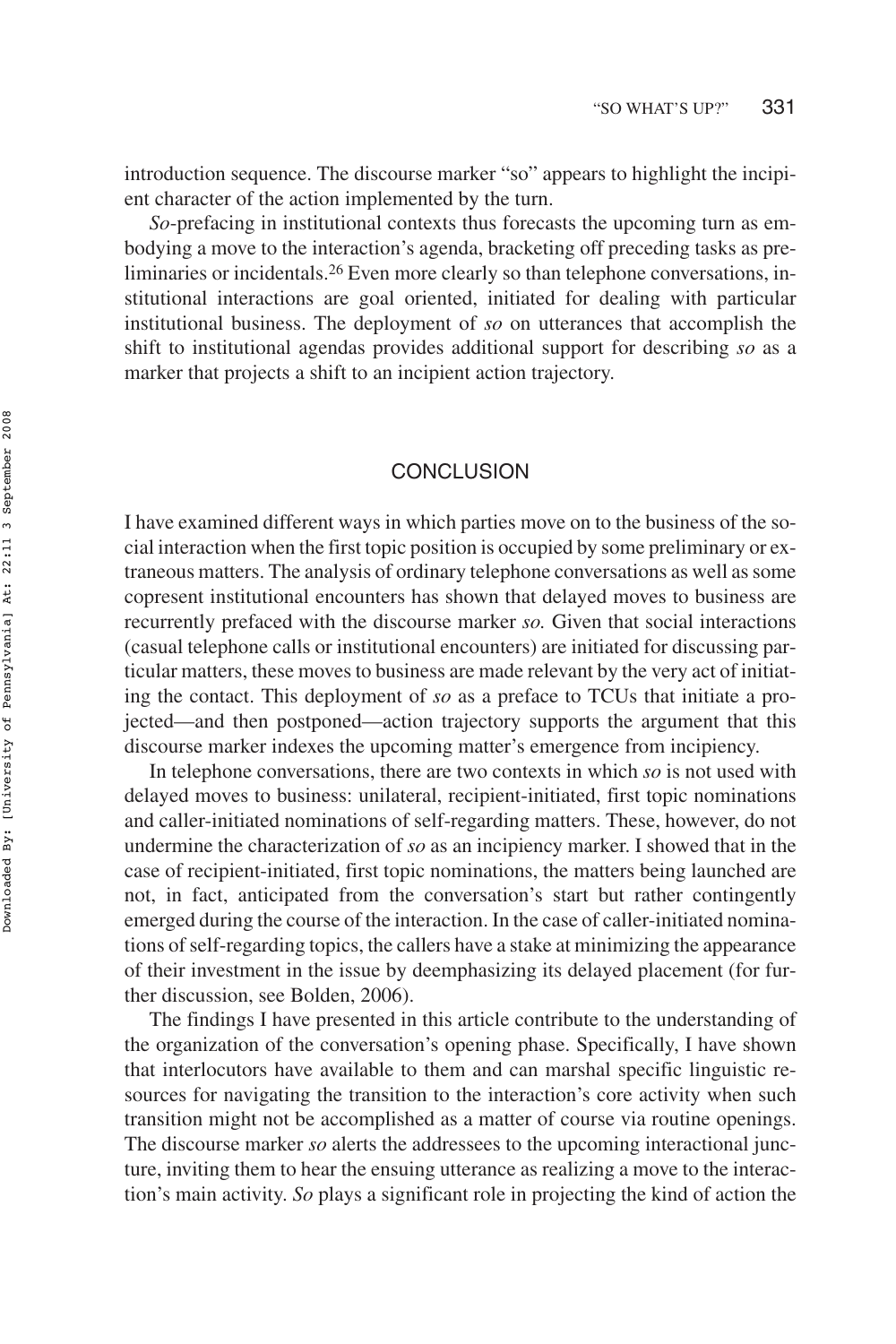introduction sequence. The discourse marker "so" appears to highlight the incipient character of the action implemented by the turn.

*So*-prefacing in institutional contexts thus forecasts the upcoming turn as embodying a move to the interaction's agenda, bracketing off preceding tasks as preliminaries or incidentals.[26] Even more clearly so than telephone conversations, institutional interactions are goal oriented, initiated for dealing with particular institutional business. The deployment of *so* on utterances that accomplish the shift to institutional agendas provides additional support for describing *so* as a marker that projects a shift to an incipient action trajectory.

## CONCLUSION

I have examined different ways in which parties move on to the business of the social interaction when the first topic position is occupied by some preliminary or extraneous matters. The analysis of ordinary telephone conversations as well as some copresent institutional encounters has shown that delayed moves to business are recurrently prefaced with the discourse marker *so.* Given that social interactions (casual telephone calls or institutional encounters) are initiated for discussing particular matters, these moves to business are made relevant by the very act of initiating the contact. This deployment of *so* as a preface to TCUs that initiate a projected—and then postponed—action trajectory supports the argument that this discourse marker indexes the upcoming matter's emergence from incipiency.

In telephone conversations, there are two contexts in which *so* is not used with delayed moves to business: unilateral, recipient-initiated, first topic nominations and caller-initiated nominations of self-regarding matters. These, however, do not undermine the characterization of *so* as an incipiency marker. I showed that in the case of recipient-initiated, first topic nominations, the matters being launched are not, in fact, anticipated from the conversation's start but rather contingently emerged during the course of the interaction. In the case of caller-initiated nominations of self-regarding topics, the callers have a stake at minimizing the appearance of their investment in the issue by deemphasizing its delayed placement (for further discussion, see Bolden, 2006).

The findings I have presented in this article contribute to the understanding of the organization of the conversation's opening phase. Specifically, I have shown that interlocutors have available to them and can marshal specific linguistic resources for navigating the transition to the interaction's core activity when such transition might not be accomplished as a matter of course via routine openings. The discourse marker *so* alerts the addressees to the upcoming interactional juncture, inviting them to hear the ensuing utterance as realizing a move to the interaction's main activity. *So* plays a significant role in projecting the kind of action the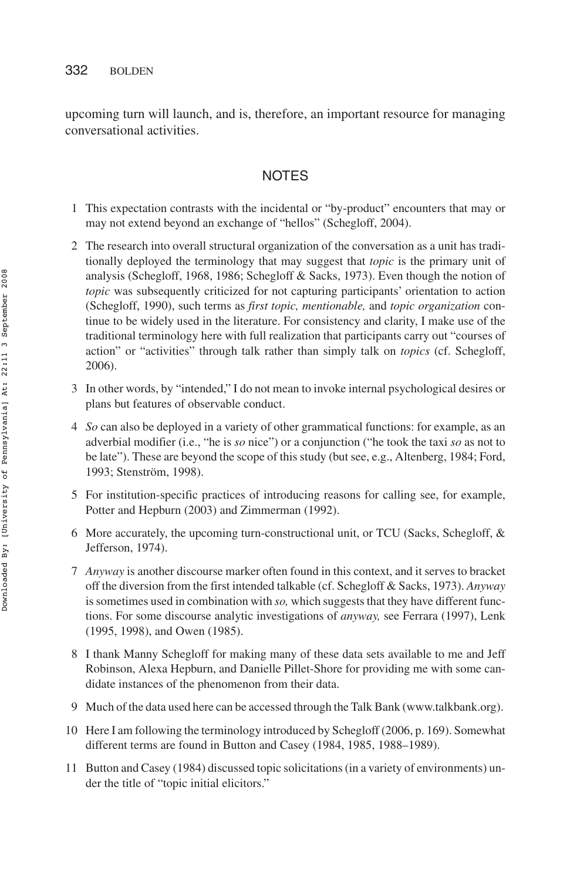upcoming turn will launch, and is, therefore, an important resource for managing conversational activities.

## NOTES

1. This expectation contrasts with the incidental or "by-product" encounters that may or may not extend beyond an exchange of "hellos" (Schegloff, 2004).
2. The research into overall structural organization of the conversation as a unit has traditionally deployed the terminology that may suggest that *topic* is the primary unit of analysis (Schegloff, 1968, 1986; Schegloff & Sacks, 1973). Even though the notion of *topic* was subsequently criticized for not capturing participants' orientation to action (Schegloff, 1990), such terms as *first topic, mentionable,* and *topic organization* continue to be widely used in the literature. For consistency and clarity, I make use of the traditional terminology here with full realization that participants carry out "courses of action" or "activities" through talk rather than simply talk on *topics* (cf. Schegloff, 2006).
3. In other words, by "intended," I do not mean to invoke internal psychological desires or plans but features of observable conduct.
4. *So* can also be deployed in a variety of other grammatical functions: for example, as an adverbial modifier (i.e., "he is *so* nice") or a conjunction ("he took the taxi *so* as not to be late"). These are beyond the scope of this study (but see, e.g., Altenberg, 1984; Ford, 1993; Stenström, 1998).
5. For institution-specific practices of introducing reasons for calling see, for example, Potter and Hepburn (2003) and Zimmerman (1992).
6. More accurately, the upcoming turn-constructional unit, or TCU (Sacks, Schegloff, & Jefferson, 1974).
7. *Anyway* is another discourse marker often found in this context, and it serves to bracket off the diversion from the first intended talkable (cf. Schegloff & Sacks, 1973). *Anyway* is sometimes used in combination with *so,* which suggests that they have different functions. For some discourse analytic investigations of *anyway,* see Ferrara (1997), Lenk (1995, 1998), and Owen (1985).
8. I thank Manny Schegloff for making many of these data sets available to me and Jeff Robinson, Alexa Hepburn, and Danielle Pillet-Shore for providing me with some candidate instances of the phenomenon from their data.
9. Much of the data used here can be accessed through the Talk Bank (www.talkbank.org).
10. Here I am following the terminology introduced by Schegloff (2006, p. 169). Somewhat different terms are found in Button and Casey (1984, 1985, 1988–1989).
11. Button and Casey (1984) discussed topic solicitations (in a variety of environments) under the title of "topic initial elicitors."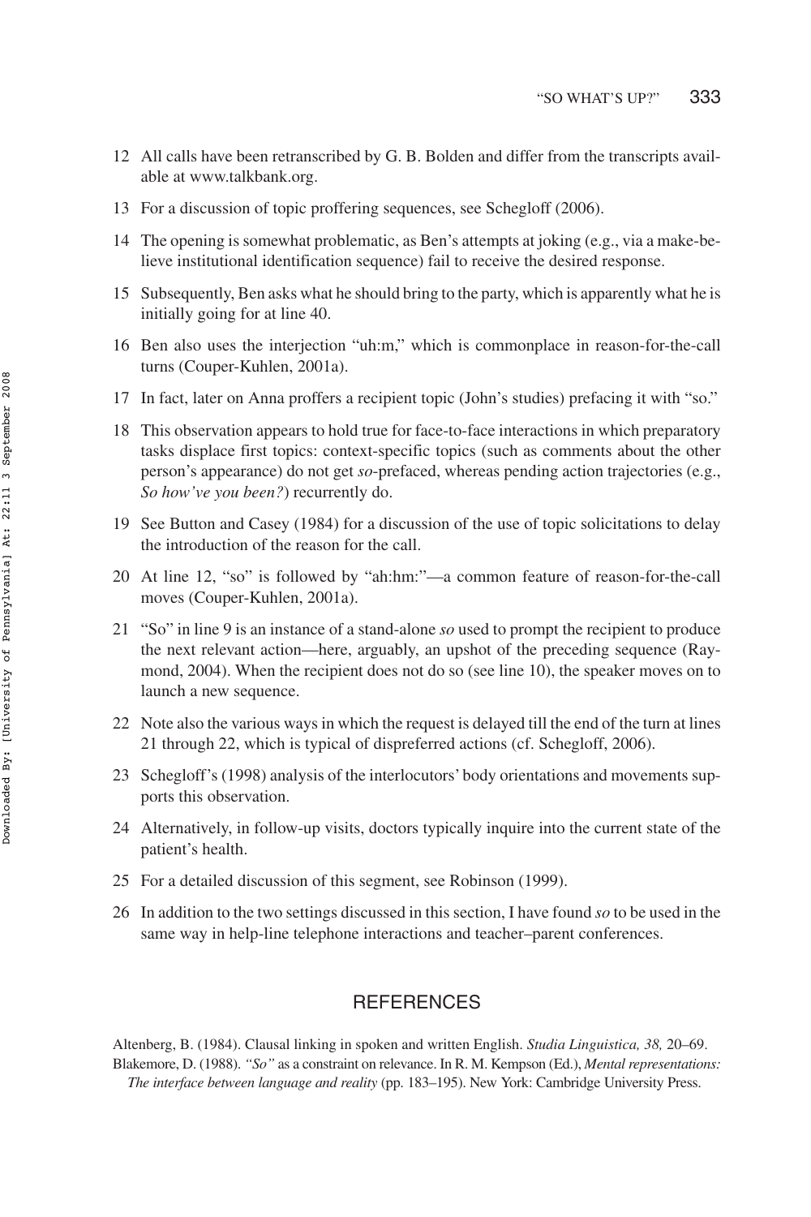12 All calls have been retranscribed by G. B. Bolden and differ from the transcripts available at www.talkbank.org.

13 For a discussion of topic proffering sequences, see Schegloff (2006).

14 The opening is somewhat problematic, as Ben's attempts at joking (e.g., via a make-believe institutional identification sequence) fail to receive the desired response.

15 Subsequently, Ben asks what he should bring to the party, which is apparently what he is initially going for at line 40.

16 Ben also uses the interjection "uh:m," which is commonplace in reason-for-the-call turns (Couper-Kuhlen, 2001a).

17 In fact, later on Anna proffers a recipient topic (John's studies) prefacing it with "so."

18 This observation appears to hold true for face-to-face interactions in which preparatory tasks displace first topics: context-specific topics (such as comments about the other person's appearance) do not get *so*-prefaced, whereas pending action trajectories (e.g., *So how've you been?*) recurrently do.

19 See Button and Casey (1984) for a discussion of the use of topic solicitations to delay the introduction of the reason for the call.

20 At line 12, "so" is followed by "ah:hm:"—a common feature of reason-for-the-call moves (Couper-Kuhlen, 2001a).

21 "So" in line 9 is an instance of a stand-alone *so* used to prompt the recipient to produce the next relevant action—here, arguably, an upshot of the preceding sequence (Raymond, 2004). When the recipient does not do so (see line 10), the speaker moves on to launch a new sequence.

22 Note also the various ways in which the request is delayed till the end of the turn at lines 21 through 22, which is typical of dispreferred actions (cf. Schegloff, 2006).

23 Schegloff's (1998) analysis of the interlocutors' body orientations and movements supports this observation.

24 Alternatively, in follow-up visits, doctors typically inquire into the current state of the patient's health.

25 For a detailed discussion of this segment, see Robinson (1999).

26 In addition to the two settings discussed in this section, I have found *so* to be used in the same way in help-line telephone interactions and teacher–parent conferences.

## REFERENCES

Altenberg, B. (1984). Clausal linking in spoken and written English. *Studia Linguistica, 38,* 20–69.

Blakemore, D. (1988). *"So"* as a constraint on relevance. In R. M. Kempson (Ed.), *Mental representations: The interface between language and reality* (pp. 183–195). New York: Cambridge University Press.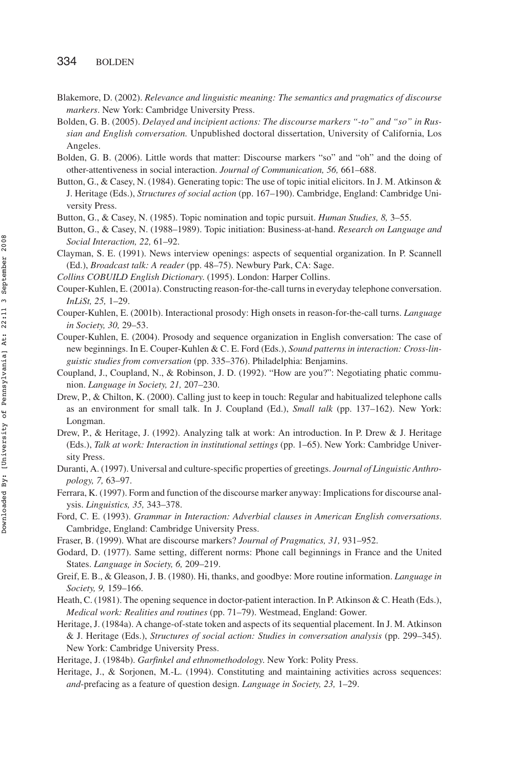Blakemore, D. (2002). *Relevance and linguistic meaning: The semantics and pragmatics of discourse markers*. New York: Cambridge University Press.

Bolden, G. B. (2005). *Delayed and incipient actions: The discourse markers "-to" and "so" in Russian and English conversation.* Unpublished doctoral dissertation, University of California, Los Angeles.

Bolden, G. B. (2006). Little words that matter: Discourse markers "so" and "oh" and the doing of other-attentiveness in social interaction. *Journal of Communication, 56,* 661–688.

Button, G., & Casey, N. (1984). Generating topic: The use of topic initial elicitors. In J. M. Atkinson & J. Heritage (Eds.), *Structures of social action* (pp. 167–190). Cambridge, England: Cambridge University Press.

Button, G., & Casey, N. (1985). Topic nomination and topic pursuit. *Human Studies, 8,* 3–55.

Button, G., & Casey, N. (1988–1989). Topic initiation: Business-at-hand. *Research on Language and Social Interaction, 22,* 61–92.

Clayman, S. E. (1991). News interview openings: aspects of sequential organization. In P. Scannell (Ed.), *Broadcast talk: A reader* (pp. 48–75). Newbury Park, CA: Sage.

*Collins COBUILD English Dictionary.* (1995). London: Harper Collins.

Couper-Kuhlen, E. (2001a). Constructing reason-for-the-call turns in everyday telephone conversation. *InLiSt, 25,* 1–29.

Couper-Kuhlen, E. (2001b). Interactional prosody: High onsets in reason-for-the-call turns. *Language in Society, 30,* 29–53.

Couper-Kuhlen, E. (2004). Prosody and sequence organization in English conversation: The case of new beginnings. In E. Couper-Kuhlen & C. E. Ford (Eds.), *Sound patterns in interaction: Cross-linguistic studies from conversation* (pp. 335–376). Philadelphia: Benjamins.

Coupland, J., Coupland, N., & Robinson, J. D. (1992). "How are you?": Negotiating phatic communion. *Language in Society, 21,* 207–230.

Drew, P., & Chilton, K. (2000). Calling just to keep in touch: Regular and habitualized telephone calls as an environment for small talk. In J. Coupland (Ed.), *Small talk* (pp. 137–162). New York: Longman.

Drew, P., & Heritage, J. (1992). Analyzing talk at work: An introduction. In P. Drew & J. Heritage (Eds.), *Talk at work: Interaction in institutional settings* (pp. 1–65). New York: Cambridge University Press.

Duranti, A. (1997). Universal and culture-specific properties of greetings. *Journal of Linguistic Anthropology, 7,* 63–97.

Ferrara, K. (1997). Form and function of the discourse marker anyway: Implications for discourse analysis. *Linguistics, 35,* 343–378.

Ford, C. E. (1993). *Grammar in Interaction: Adverbial clauses in American English conversations*. Cambridge, England: Cambridge University Press.

Fraser, B. (1999). What are discourse markers? *Journal of Pragmatics, 31,* 931–952.

Godard, D. (1977). Same setting, different norms: Phone call beginnings in France and the United States. *Language in Society, 6,* 209–219.

Greif, E. B., & Gleason, J. B. (1980). Hi, thanks, and goodbye: More routine information. *Language in Society, 9,* 159–166.

Heath, C. (1981). The opening sequence in doctor-patient interaction. In P. Atkinson & C. Heath (Eds.), *Medical work: Realities and routines* (pp. 71–79). Westmead, England: Gower.

Heritage, J. (1984a). A change-of-state token and aspects of its sequential placement. In J. M. Atkinson & J. Heritage (Eds.), *Structures of social action: Studies in conversation analysis* (pp. 299–345). New York: Cambridge University Press.

Heritage, J. (1984b). *Garfinkel and ethnomethodology*. New York: Polity Press.

Heritage, J., & Sorjonen, M.-L. (1994). Constituting and maintaining activities across sequences: *and*-prefacing as a feature of question design. *Language in Society, 23,* 1–29.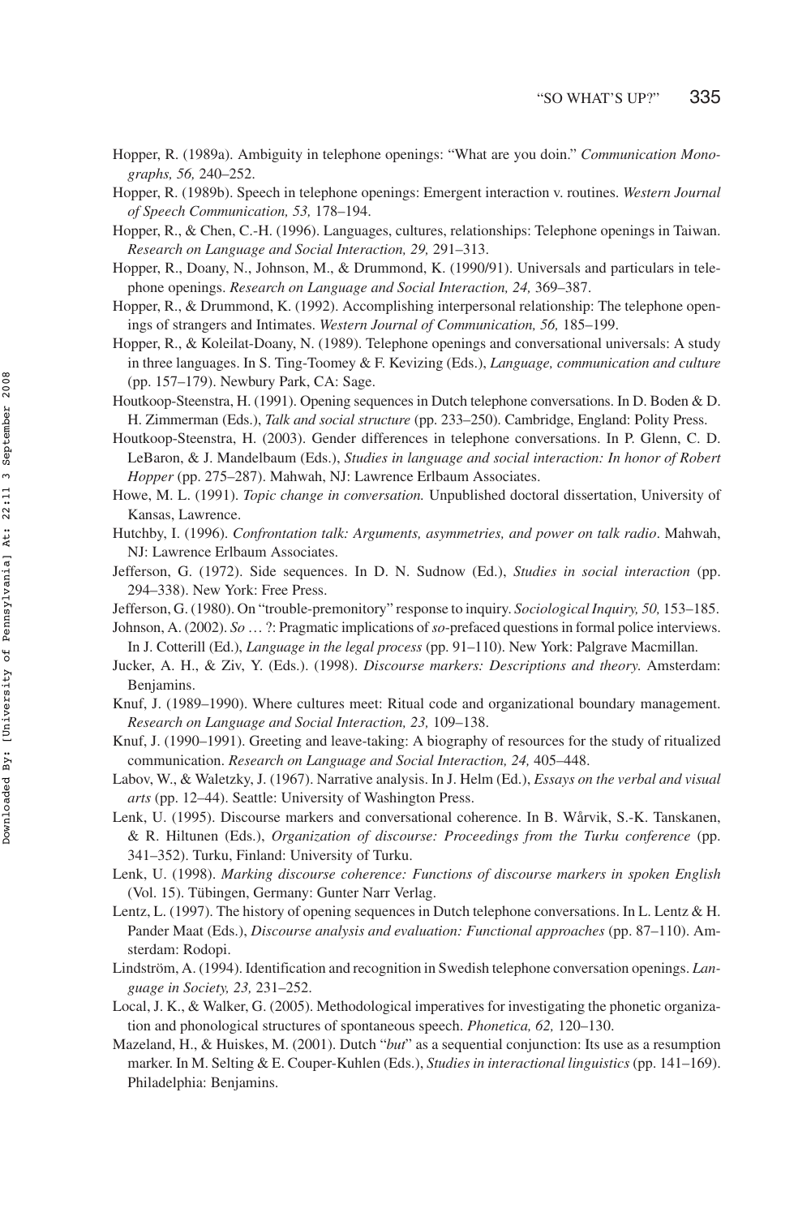Hopper, R. (1989a). Ambiguity in telephone openings: "What are you doin." *Communication Monographs, 56,* 240–252.

Hopper, R. (1989b). Speech in telephone openings: Emergent interaction v. routines. *Western Journal of Speech Communication, 53,* 178–194.

Hopper, R., & Chen, C.-H. (1996). Languages, cultures, relationships: Telephone openings in Taiwan. *Research on Language and Social Interaction, 29,* 291–313.

Hopper, R., Doany, N., Johnson, M., & Drummond, K. (1990/91). Universals and particulars in telephone openings. *Research on Language and Social Interaction, 24,* 369–387.

Hopper, R., & Drummond, K. (1992). Accomplishing interpersonal relationship: The telephone openings of strangers and Intimates. *Western Journal of Communication, 56,* 185–199.

Hopper, R., & Koleilat-Doany, N. (1989). Telephone openings and conversational universals: A study in three languages. In S. Ting-Toomey & F. Kevizing (Eds.), *Language, communication and culture* (pp. 157–179). Newbury Park, CA: Sage.

Houtkoop-Steenstra, H. (1991). Opening sequences in Dutch telephone conversations. In D. Boden & D. H. Zimmerman (Eds.), *Talk and social structure* (pp. 233–250). Cambridge, England: Polity Press.

Houtkoop-Steenstra, H. (2003). Gender differences in telephone conversations. In P. Glenn, C. D. LeBaron, & J. Mandelbaum (Eds.), *Studies in language and social interaction: In honor of Robert Hopper* (pp. 275–287). Mahwah, NJ: Lawrence Erlbaum Associates.

Howe, M. L. (1991). *Topic change in conversation.* Unpublished doctoral dissertation, University of Kansas, Lawrence.

Hutchby, I. (1996). *Confrontation talk: Arguments, asymmetries, and power on talk radio*. Mahwah, NJ: Lawrence Erlbaum Associates.

Jefferson, G. (1972). Side sequences. In D. N. Sudnow (Ed.), *Studies in social interaction* (pp. 294–338). New York: Free Press.

Jefferson, G. (1980). On "trouble-premonitory" response to inquiry. *Sociological Inquiry, 50,* 153–185.

Johnson, A. (2002). *So* … ?: Pragmatic implications of *so*-prefaced questions in formal police interviews. In J. Cotterill (Ed.), *Language in the legal process* (pp. 91–110). New York: Palgrave Macmillan.

Jucker, A. H., & Ziv, Y. (Eds.). (1998). *Discourse markers: Descriptions and theory.* Amsterdam: Benjamins.

Knuf, J. (1989–1990). Where cultures meet: Ritual code and organizational boundary management. *Research on Language and Social Interaction, 23,* 109–138.

Knuf, J. (1990–1991). Greeting and leave-taking: A biography of resources for the study of ritualized communication. *Research on Language and Social Interaction, 24,* 405–448.

Labov, W., & Waletzky, J. (1967). Narrative analysis. In J. Helm (Ed.), *Essays on the verbal and visual arts* (pp. 12–44). Seattle: University of Washington Press.

Lenk, U. (1995). Discourse markers and conversational coherence. In B. Wårvik, S.-K. Tanskanen, & R. Hiltunen (Eds.), *Organization of discourse: Proceedings from the Turku conference* (pp. 341–352). Turku, Finland: University of Turku.

Lenk, U. (1998). *Marking discourse coherence: Functions of discourse markers in spoken English* (Vol. 15). Tübingen, Germany: Gunter Narr Verlag.

Lentz, L. (1997). The history of opening sequences in Dutch telephone conversations. In L. Lentz & H. Pander Maat (Eds.), *Discourse analysis and evaluation: Functional approaches* (pp. 87–110). Amsterdam: Rodopi.

Lindström, A. (1994). Identification and recognition in Swedish telephone conversation openings. *Language in Society, 23,* 231–252.

Local, J. K., & Walker, G. (2005). Methodological imperatives for investigating the phonetic organization and phonological structures of spontaneous speech. *Phonetica, 62,* 120–130.

Mazeland, H., & Huiskes, M. (2001). Dutch "*but*" as a sequential conjunction: Its use as a resumption marker. In M. Selting & E. Couper-Kuhlen (Eds.), *Studies in interactional linguistics* (pp. 141–169). Philadelphia: Benjamins.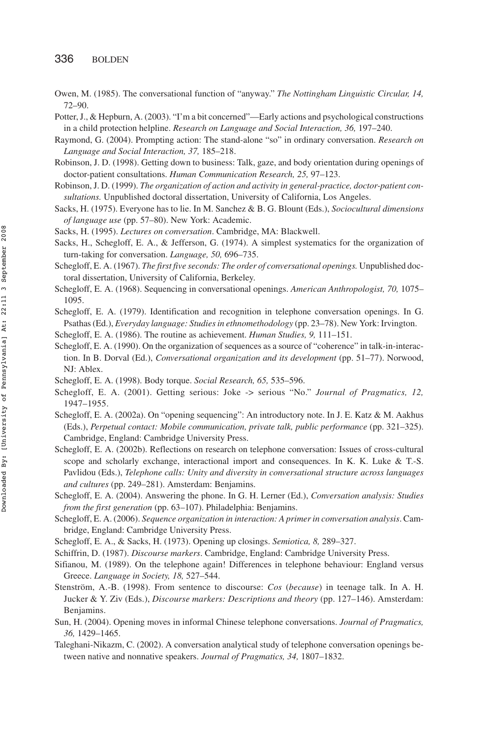Owen, M. (1985). The conversational function of "anyway." *The Nottingham Linguistic Circular, 14,* 72–90.

Potter, J., & Hepburn, A. (2003). "I'm a bit concerned"—Early actions and psychological constructions in a child protection helpline. *Research on Language and Social Interaction, 36,* 197–240.

Raymond, G. (2004). Prompting action: The stand-alone "so" in ordinary conversation. *Research on Language and Social Interaction, 37,* 185–218.

Robinson, J. D. (1998). Getting down to business: Talk, gaze, and body orientation during openings of doctor-patient consultations. *Human Communication Research, 25,* 97–123.

Robinson, J. D. (1999). *The organization of action and activity in general-practice, doctor-patient consultations.* Unpublished doctoral dissertation, University of California, Los Angeles.

Sacks, H. (1975). Everyone has to lie. In M. Sanchez & B. G. Blount (Eds.), *Sociocultural dimensions of language use* (pp. 57–80). New York: Academic.

Sacks, H. (1995). *Lectures on conversation*. Cambridge, MA: Blackwell.

Sacks, H., Schegloff, E. A., & Jefferson, G. (1974). A simplest systematics for the organization of turn-taking for conversation. *Language, 50,* 696–735.

Schegloff, E. A. (1967). *The first five seconds: The order of conversational openings.* Unpublished doctoral dissertation, University of California, Berkeley.

Schegloff, E. A. (1968). Sequencing in conversational openings. *American Anthropologist, 70,* 1075–1095.

Schegloff, E. A. (1979). Identification and recognition in telephone conversation openings. In G. Psathas (Ed.), *Everyday language: Studies in ethnomethodology* (pp. 23–78). New York: Irvington.

Schegloff, E. A. (1986). The routine as achievement. *Human Studies, 9,* 111–151.

Schegloff, E. A. (1990). On the organization of sequences as a source of "coherence" in talk-in-interaction. In B. Dorval (Ed.), *Conversational organization and its development* (pp. 51–77). Norwood, NJ: Ablex.

Schegloff, E. A. (1998). Body torque. *Social Research, 65,* 535–596.

Schegloff, E. A. (2001). Getting serious: Joke -> serious "No." *Journal of Pragmatics, 12,* 1947–1955.

Schegloff, E. A. (2002a). On "opening sequencing": An introductory note. In J. E. Katz & M. Aakhus (Eds.), *Perpetual contact: Mobile communication, private talk, public performance* (pp. 321–325). Cambridge, England: Cambridge University Press.

Schegloff, E. A. (2002b). Reflections on research on telephone conversation: Issues of cross-cultural scope and scholarly exchange, interactional import and consequences. In K. K. Luke & T.-S. Pavlidou (Eds.), *Telephone calls: Unity and diversity in conversational structure across languages and cultures* (pp. 249–281). Amsterdam: Benjamins.

Schegloff, E. A. (2004). Answering the phone. In G. H. Lerner (Ed.), *Conversation analysis: Studies from the first generation* (pp. 63–107). Philadelphia: Benjamins.

Schegloff, E. A. (2006). *Sequence organization in interaction: A primer in conversation analysis*. Cambridge, England: Cambridge University Press.

Schegloff, E. A., & Sacks, H. (1973). Opening up closings. *Semiotica, 8,* 289–327.

Schiffrin, D. (1987). *Discourse markers*. Cambridge, England: Cambridge University Press.

Sifianou, M. (1989). On the telephone again! Differences in telephone behaviour: England versus Greece. *Language in Society, 18,* 527–544.

Stenström, A.-B. (1998). From sentence to discourse: *Cos* (*because*) in teenage talk. In A. H. Jucker & Y. Ziv (Eds.), *Discourse markers: Descriptions and theory* (pp. 127–146). Amsterdam: Benjamins.

Sun, H. (2004). Opening moves in informal Chinese telephone conversations. *Journal of Pragmatics, 36,* 1429–1465.

Taleghani-Nikazm, C. (2002). A conversation analytical study of telephone conversation openings between native and nonnative speakers. *Journal of Pragmatics, 34,* 1807–1832.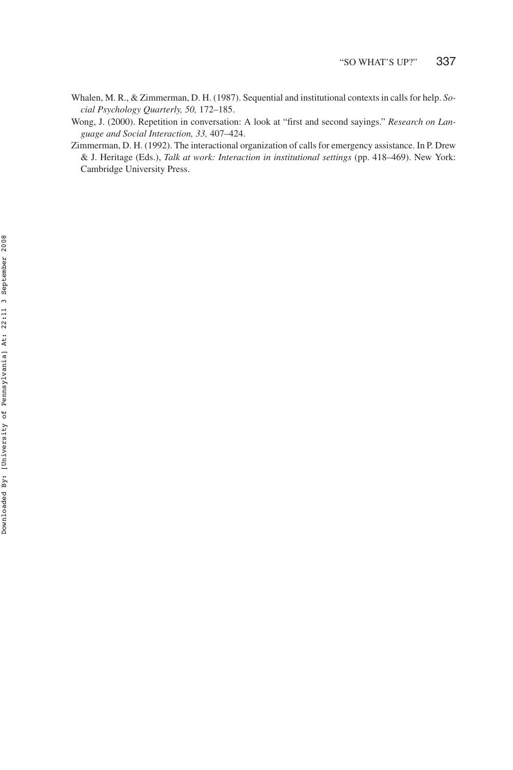Whalen, M. R., & Zimmerman, D. H. (1987). Sequential and institutional contexts in calls for help. *Social Psychology Quarterly, 50,* 172–185.

Wong, J. (2000). Repetition in conversation: A look at "first and second sayings." *Research on Language and Social Interaction, 33,* 407–424.

Zimmerman, D. H. (1992). The interactional organization of calls for emergency assistance. In P. Drew & J. Heritage (Eds.), *Talk at work: Interaction in institutional settings* (pp. 418–469). New York: Cambridge University Press.